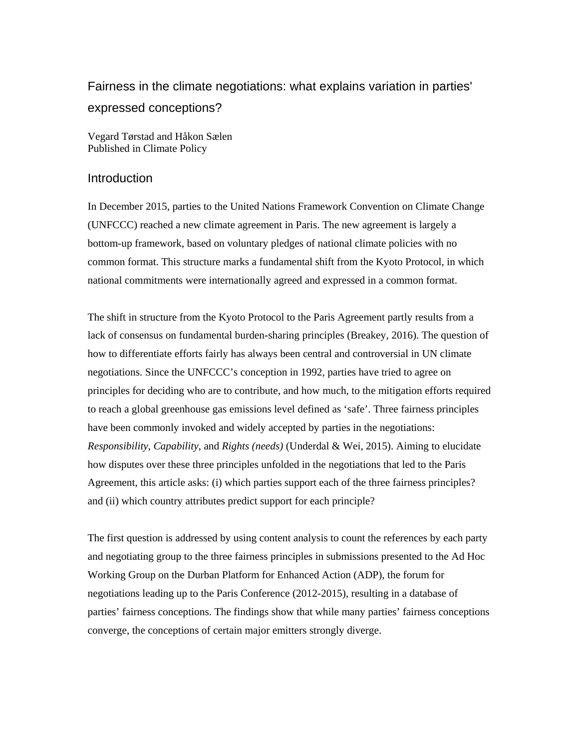# Fairness in the climate negotiations: what explains variation in parties' expressed conceptions?

Vegard Tørstad and Håkon Sælen
Published in Climate Policy

## Introduction

In December 2015, parties to the United Nations Framework Convention on Climate Change (UNFCCC) reached a new climate agreement in Paris. The new agreement is largely a bottom-up framework, based on voluntary pledges of national climate policies with no common format. This structure marks a fundamental shift from the Kyoto Protocol, in which national commitments were internationally agreed and expressed in a common format.

The shift in structure from the Kyoto Protocol to the Paris Agreement partly results from a lack of consensus on fundamental burden-sharing principles (Breakey, 2016). The question of how to differentiate efforts fairly has always been central and controversial in UN climate negotiations. Since the UNFCCC's conception in 1992, parties have tried to agree on principles for deciding who are to contribute, and how much, to the mitigation efforts required to reach a global greenhouse gas emissions level defined as 'safe'. Three fairness principles have been commonly invoked and widely accepted by parties in the negotiations: *Responsibility*, *Capability*, and *Rights (needs)* (Underdal & Wei, 2015). Aiming to elucidate how disputes over these three principles unfolded in the negotiations that led to the Paris Agreement, this article asks: (i) which parties support each of the three fairness principles? and (ii) which country attributes predict support for each principle?

The first question is addressed by using content analysis to count the references by each party and negotiating group to the three fairness principles in submissions presented to the Ad Hoc Working Group on the Durban Platform for Enhanced Action (ADP), the forum for negotiations leading up to the Paris Conference (2012-2015), resulting in a database of parties' fairness conceptions. The findings show that while many parties' fairness conceptions converge, the conceptions of certain major emitters strongly diverge.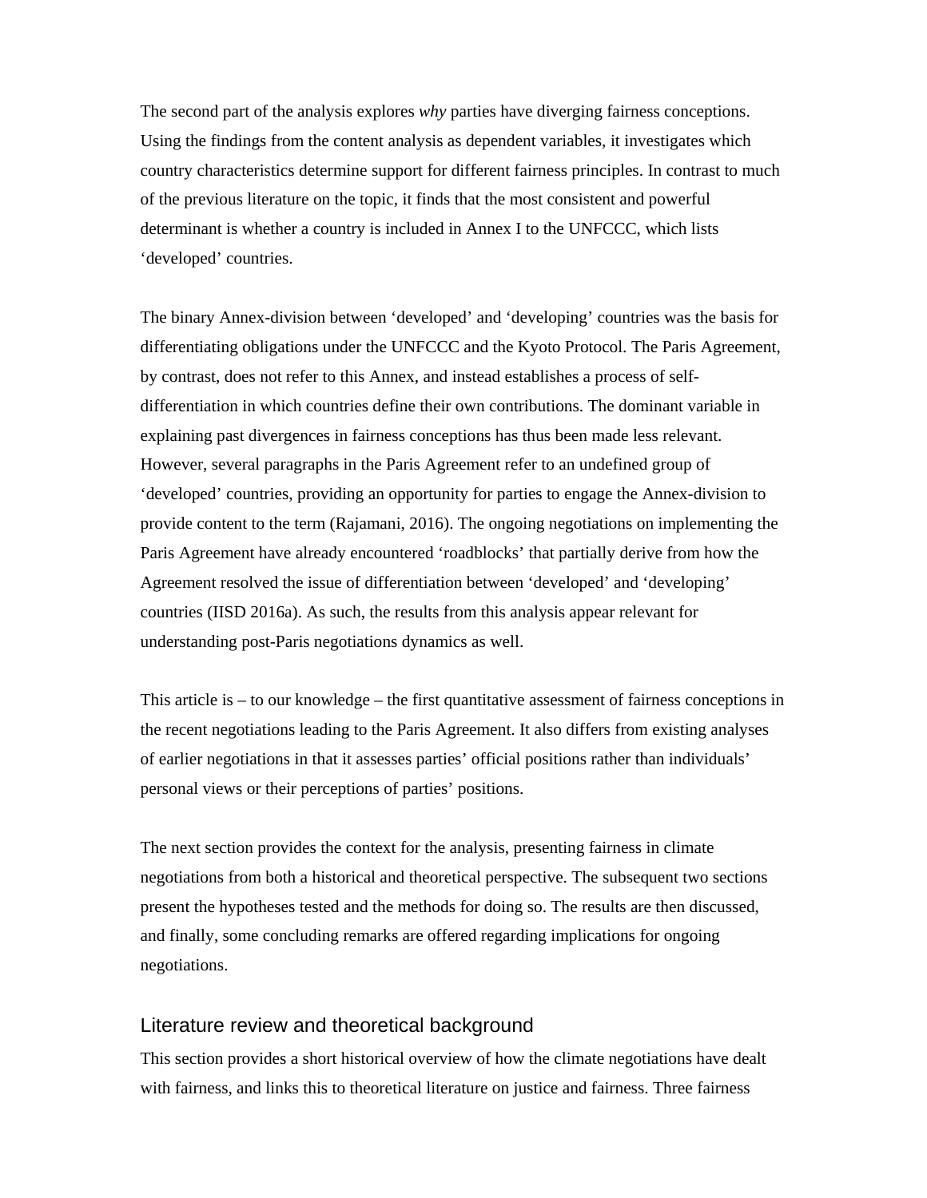The second part of the analysis explores *why* parties have diverging fairness conceptions. Using the findings from the content analysis as dependent variables, it investigates which country characteristics determine support for different fairness principles. In contrast to much of the previous literature on the topic, it finds that the most consistent and powerful determinant is whether a country is included in Annex I to the UNFCCC, which lists ‘developed’ countries.

The binary Annex-division between ‘developed’ and ‘developing’ countries was the basis for differentiating obligations under the UNFCCC and the Kyoto Protocol. The Paris Agreement, by contrast, does not refer to this Annex, and instead establishes a process of self-differentiation in which countries define their own contributions. The dominant variable in explaining past divergences in fairness conceptions has thus been made less relevant. However, several paragraphs in the Paris Agreement refer to an undefined group of ‘developed’ countries, providing an opportunity for parties to engage the Annex-division to provide content to the term (Rajamani, 2016). The ongoing negotiations on implementing the Paris Agreement have already encountered ‘roadblocks’ that partially derive from how the Agreement resolved the issue of differentiation between ‘developed’ and ‘developing’ countries (IISD 2016a). As such, the results from this analysis appear relevant for understanding post-Paris negotiations dynamics as well.

This article is – to our knowledge – the first quantitative assessment of fairness conceptions in the recent negotiations leading to the Paris Agreement. It also differs from existing analyses of earlier negotiations in that it assesses parties’ official positions rather than individuals’ personal views or their perceptions of parties’ positions.

The next section provides the context for the analysis, presenting fairness in climate negotiations from both a historical and theoretical perspective. The subsequent two sections present the hypotheses tested and the methods for doing so. The results are then discussed, and finally, some concluding remarks are offered regarding implications for ongoing negotiations.

## Literature review and theoretical background

This section provides a short historical overview of how the climate negotiations have dealt with fairness, and links this to theoretical literature on justice and fairness. Three fairness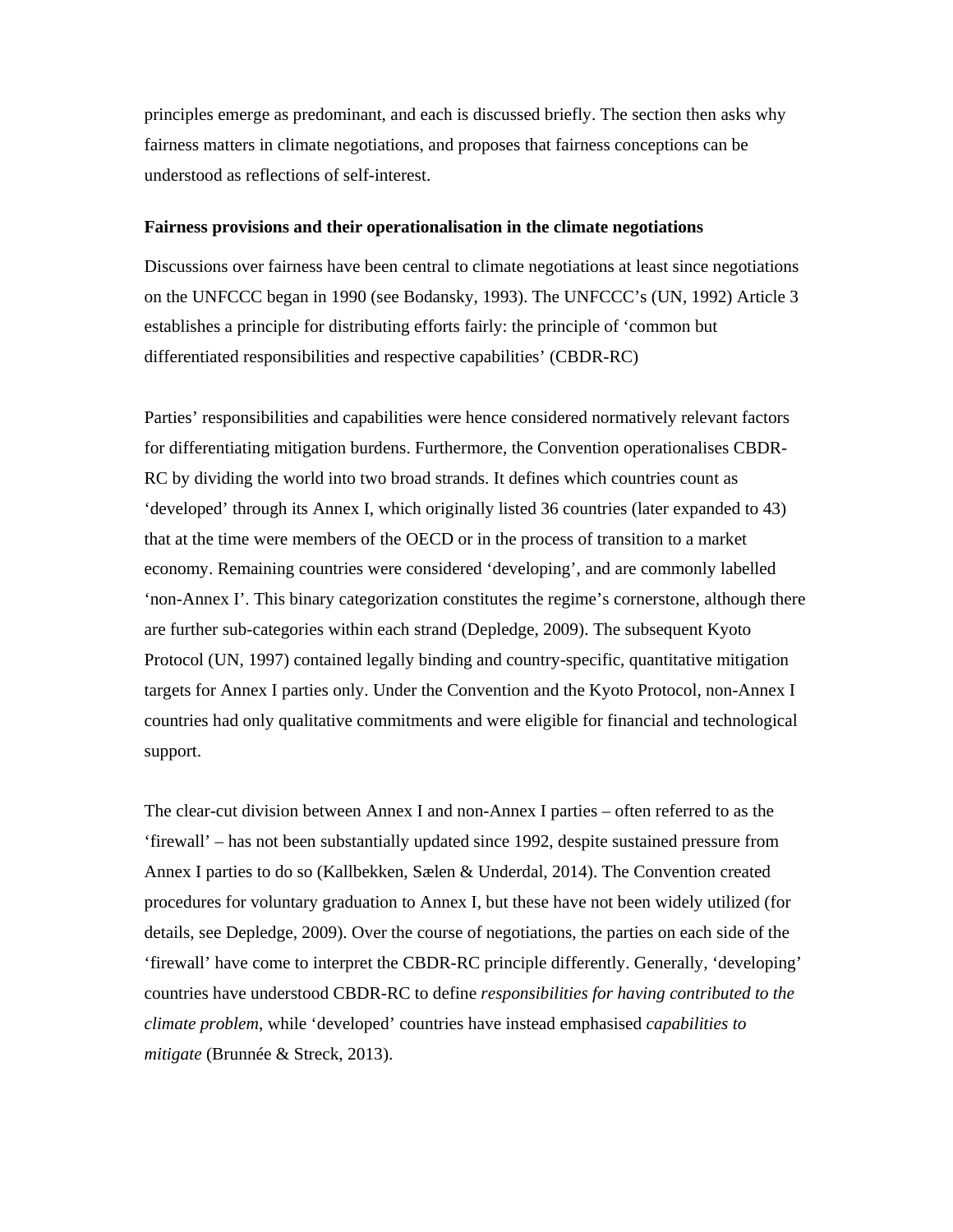principles emerge as predominant, and each is discussed briefly. The section then asks why fairness matters in climate negotiations, and proposes that fairness conceptions can be understood as reflections of self-interest.

**Fairness provisions and their operationalisation in the climate negotiations**

Discussions over fairness have been central to climate negotiations at least since negotiations on the UNFCCC began in 1990 (see Bodansky, 1993). The UNFCCC's (UN, 1992) Article 3 establishes a principle for distributing efforts fairly: the principle of 'common but differentiated responsibilities and respective capabilities' (CBDR-RC)

Parties' responsibilities and capabilities were hence considered normatively relevant factors for differentiating mitigation burdens. Furthermore, the Convention operationalises CBDR-RC by dividing the world into two broad strands. It defines which countries count as 'developed' through its Annex I, which originally listed 36 countries (later expanded to 43) that at the time were members of the OECD or in the process of transition to a market economy. Remaining countries were considered 'developing', and are commonly labelled 'non-Annex I'. This binary categorization constitutes the regime's cornerstone, although there are further sub-categories within each strand (Depledge, 2009). The subsequent Kyoto Protocol (UN, 1997) contained legally binding and country-specific, quantitative mitigation targets for Annex I parties only. Under the Convention and the Kyoto Protocol, non-Annex I countries had only qualitative commitments and were eligible for financial and technological support.

The clear-cut division between Annex I and non-Annex I parties – often referred to as the 'firewall' – has not been substantially updated since 1992, despite sustained pressure from Annex I parties to do so (Kallbekken, Sælen & Underdal, 2014). The Convention created procedures for voluntary graduation to Annex I, but these have not been widely utilized (for details, see Depledge, 2009). Over the course of negotiations, the parties on each side of the 'firewall' have come to interpret the CBDR-RC principle differently. Generally, 'developing' countries have understood CBDR-RC to define *responsibilities for having contributed to the climate problem*, while 'developed' countries have instead emphasised *capabilities to mitigate* (Brunnée & Streck, 2013).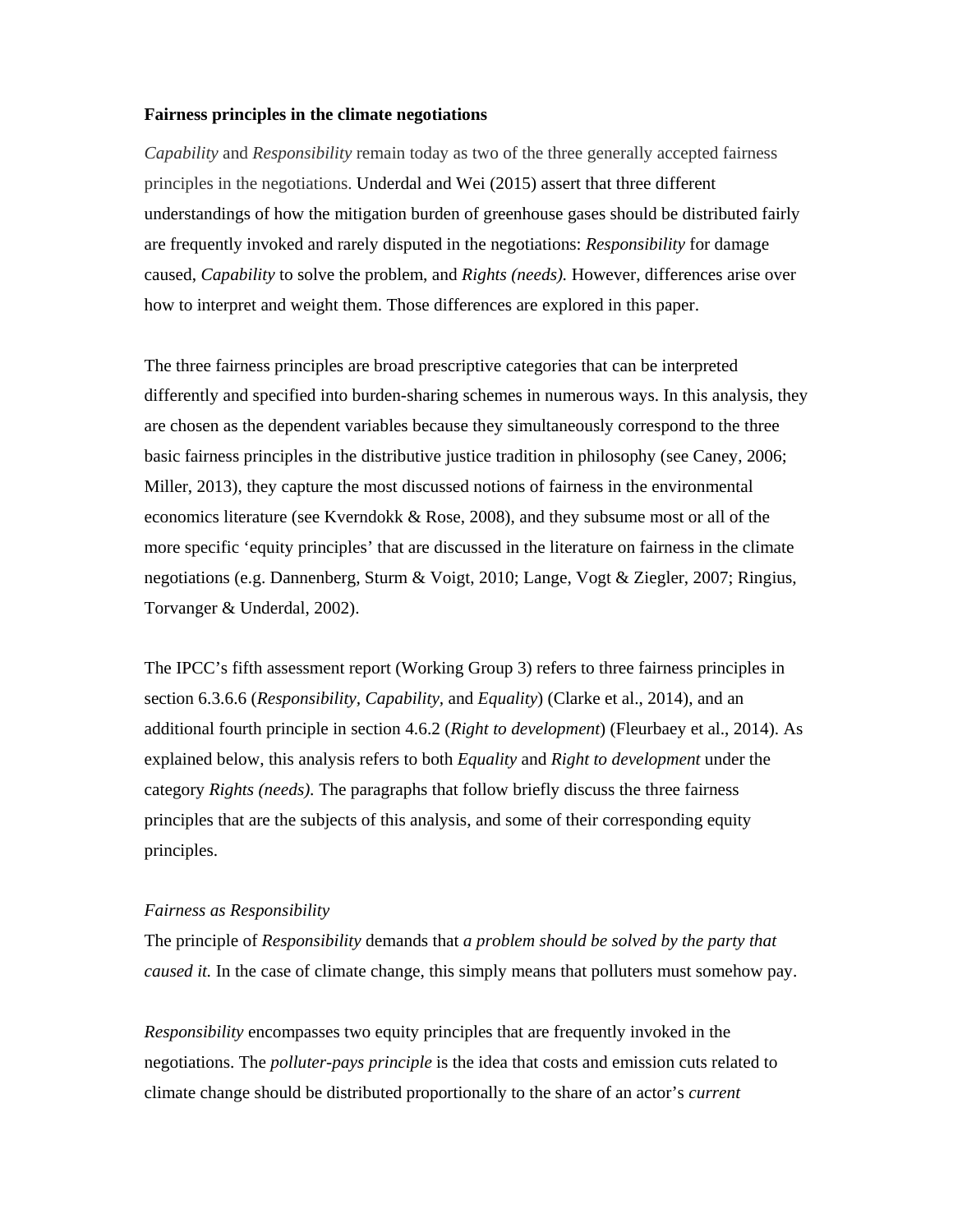**Fairness principles in the climate negotiations**

*Capability* and *Responsibility* remain today as two of the three generally accepted fairness principles in the negotiations. Underdal and Wei (2015) assert that three different understandings of how the mitigation burden of greenhouse gases should be distributed fairly are frequently invoked and rarely disputed in the negotiations: *Responsibility* for damage caused, *Capability* to solve the problem, and *Rights (needs).* However, differences arise over how to interpret and weight them. Those differences are explored in this paper.

The three fairness principles are broad prescriptive categories that can be interpreted differently and specified into burden-sharing schemes in numerous ways. In this analysis, they are chosen as the dependent variables because they simultaneously correspond to the three basic fairness principles in the distributive justice tradition in philosophy (see Caney, 2006; Miller, 2013), they capture the most discussed notions of fairness in the environmental economics literature (see Kverndokk & Rose, 2008), and they subsume most or all of the more specific 'equity principles' that are discussed in the literature on fairness in the climate negotiations (e.g. Dannenberg, Sturm & Voigt, 2010; Lange, Vogt & Ziegler, 2007; Ringius, Torvanger & Underdal, 2002).

The IPCC's fifth assessment report (Working Group 3) refers to three fairness principles in section 6.3.6.6 (*Responsibility*, *Capability,* and *Equality*) (Clarke et al., 2014), and an additional fourth principle in section 4.6.2 (*Right to development*) (Fleurbaey et al., 2014). As explained below, this analysis refers to both *Equality* and *Right to development* under the category *Rights (needs).* The paragraphs that follow briefly discuss the three fairness principles that are the subjects of this analysis, and some of their corresponding equity principles.

*Fairness as Responsibility*

The principle of *Responsibility* demands that *a problem should be solved by the party that caused it.* In the case of climate change, this simply means that polluters must somehow pay.

*Responsibility* encompasses two equity principles that are frequently invoked in the negotiations. The *polluter-pays principle* is the idea that costs and emission cuts related to climate change should be distributed proportionally to the share of an actor's *current*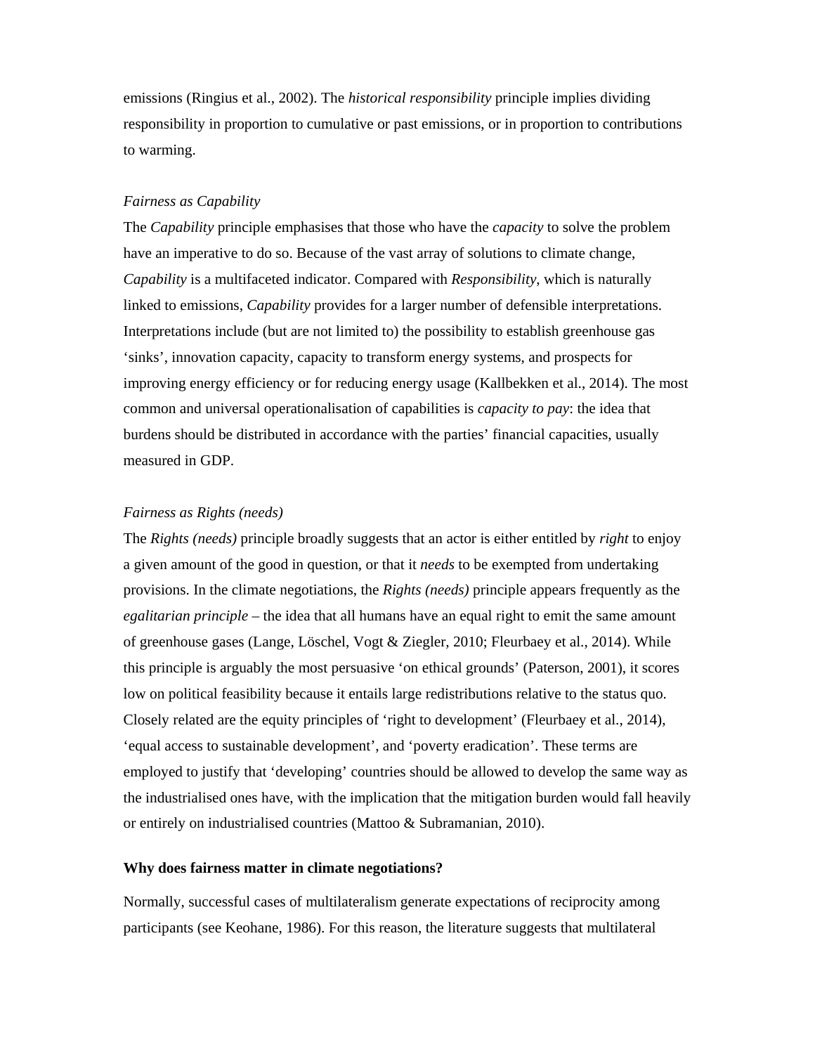emissions (Ringius et al., 2002). The *historical responsibility* principle implies dividing responsibility in proportion to cumulative or past emissions, or in proportion to contributions to warming.

*Fairness as Capability*

The *Capability* principle emphasises that those who have the *capacity* to solve the problem have an imperative to do so. Because of the vast array of solutions to climate change, *Capability* is a multifaceted indicator. Compared with *Responsibility*, which is naturally linked to emissions, *Capability* provides for a larger number of defensible interpretations. Interpretations include (but are not limited to) the possibility to establish greenhouse gas 'sinks', innovation capacity, capacity to transform energy systems, and prospects for improving energy efficiency or for reducing energy usage (Kallbekken et al., 2014). The most common and universal operationalisation of capabilities is *capacity to pay*: the idea that burdens should be distributed in accordance with the parties' financial capacities, usually measured in GDP.

*Fairness as Rights (needs)*

The *Rights (needs)* principle broadly suggests that an actor is either entitled by *right* to enjoy a given amount of the good in question, or that it *needs* to be exempted from undertaking provisions. In the climate negotiations, the *Rights (needs)* principle appears frequently as the *egalitarian principle* – the idea that all humans have an equal right to emit the same amount of greenhouse gases (Lange, Löschel, Vogt & Ziegler, 2010; Fleurbaey et al., 2014). While this principle is arguably the most persuasive 'on ethical grounds' (Paterson, 2001), it scores low on political feasibility because it entails large redistributions relative to the status quo. Closely related are the equity principles of 'right to development' (Fleurbaey et al., 2014), 'equal access to sustainable development', and 'poverty eradication'. These terms are employed to justify that 'developing' countries should be allowed to develop the same way as the industrialised ones have, with the implication that the mitigation burden would fall heavily or entirely on industrialised countries (Mattoo & Subramanian, 2010).

**Why does fairness matter in climate negotiations?**

Normally, successful cases of multilateralism generate expectations of reciprocity among participants (see Keohane, 1986). For this reason, the literature suggests that multilateral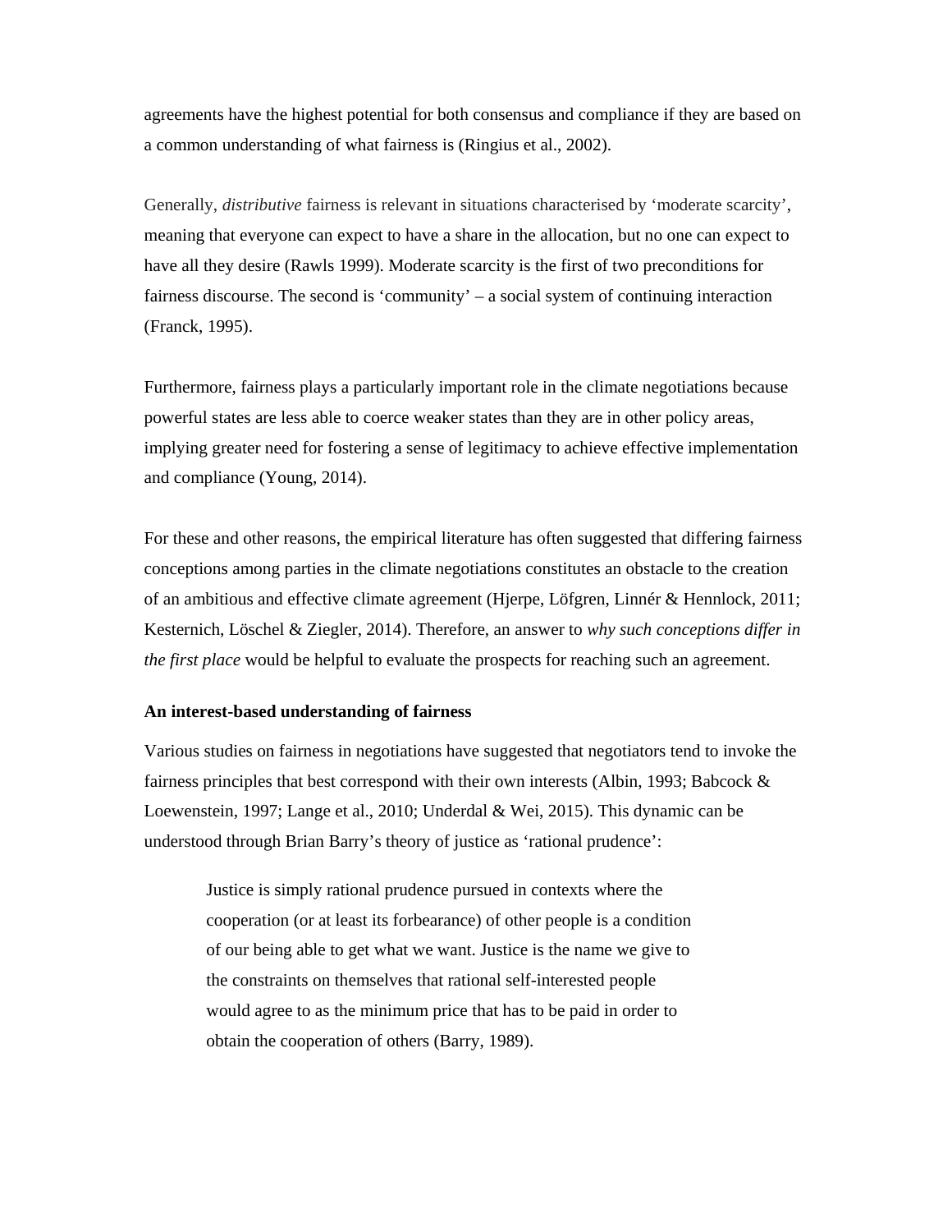agreements have the highest potential for both consensus and compliance if they are based on a common understanding of what fairness is (Ringius et al., 2002).

Generally, *distributive* fairness is relevant in situations characterised by 'moderate scarcity', meaning that everyone can expect to have a share in the allocation, but no one can expect to have all they desire (Rawls 1999). Moderate scarcity is the first of two preconditions for fairness discourse. The second is 'community' – a social system of continuing interaction (Franck, 1995).

Furthermore, fairness plays a particularly important role in the climate negotiations because powerful states are less able to coerce weaker states than they are in other policy areas, implying greater need for fostering a sense of legitimacy to achieve effective implementation and compliance (Young, 2014).

For these and other reasons, the empirical literature has often suggested that differing fairness conceptions among parties in the climate negotiations constitutes an obstacle to the creation of an ambitious and effective climate agreement (Hjerpe, Löfgren, Linnér & Hennlock, 2011; Kesternich, Löschel & Ziegler, 2014). Therefore, an answer to *why such conceptions differ in the first place* would be helpful to evaluate the prospects for reaching such an agreement.

**An interest-based understanding of fairness**

Various studies on fairness in negotiations have suggested that negotiators tend to invoke the fairness principles that best correspond with their own interests (Albin, 1993; Babcock & Loewenstein, 1997; Lange et al., 2010; Underdal & Wei, 2015). This dynamic can be understood through Brian Barry's theory of justice as 'rational prudence':

> Justice is simply rational prudence pursued in contexts where the cooperation (or at least its forbearance) of other people is a condition of our being able to get what we want. Justice is the name we give to the constraints on themselves that rational self-interested people would agree to as the minimum price that has to be paid in order to obtain the cooperation of others (Barry, 1989).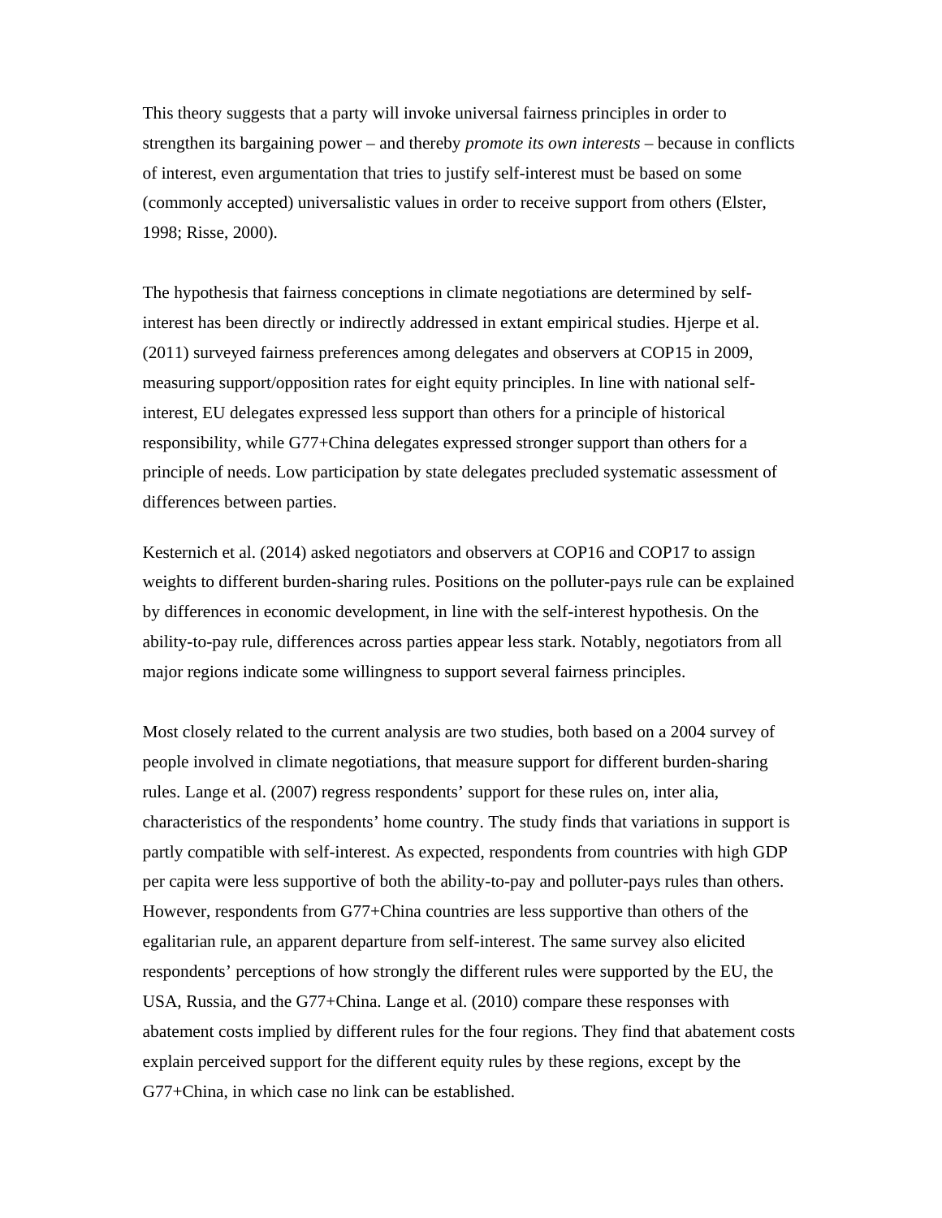This theory suggests that a party will invoke universal fairness principles in order to strengthen its bargaining power – and thereby *promote its own interests* – because in conflicts of interest, even argumentation that tries to justify self-interest must be based on some (commonly accepted) universalistic values in order to receive support from others (Elster, 1998; Risse, 2000).

The hypothesis that fairness conceptions in climate negotiations are determined by self-interest has been directly or indirectly addressed in extant empirical studies. Hjerpe et al. (2011) surveyed fairness preferences among delegates and observers at COP15 in 2009, measuring support/opposition rates for eight equity principles. In line with national self-interest, EU delegates expressed less support than others for a principle of historical responsibility, while G77+China delegates expressed stronger support than others for a principle of needs. Low participation by state delegates precluded systematic assessment of differences between parties.

Kesternich et al. (2014) asked negotiators and observers at COP16 and COP17 to assign weights to different burden-sharing rules. Positions on the polluter-pays rule can be explained by differences in economic development, in line with the self-interest hypothesis. On the ability-to-pay rule, differences across parties appear less stark. Notably, negotiators from all major regions indicate some willingness to support several fairness principles.

Most closely related to the current analysis are two studies, both based on a 2004 survey of people involved in climate negotiations, that measure support for different burden-sharing rules. Lange et al. (2007) regress respondents' support for these rules on, inter alia, characteristics of the respondents' home country. The study finds that variations in support is partly compatible with self-interest. As expected, respondents from countries with high GDP per capita were less supportive of both the ability-to-pay and polluter-pays rules than others. However, respondents from G77+China countries are less supportive than others of the egalitarian rule, an apparent departure from self-interest. The same survey also elicited respondents' perceptions of how strongly the different rules were supported by the EU, the USA, Russia, and the G77+China. Lange et al. (2010) compare these responses with abatement costs implied by different rules for the four regions. They find that abatement costs explain perceived support for the different equity rules by these regions, except by the G77+China, in which case no link can be established.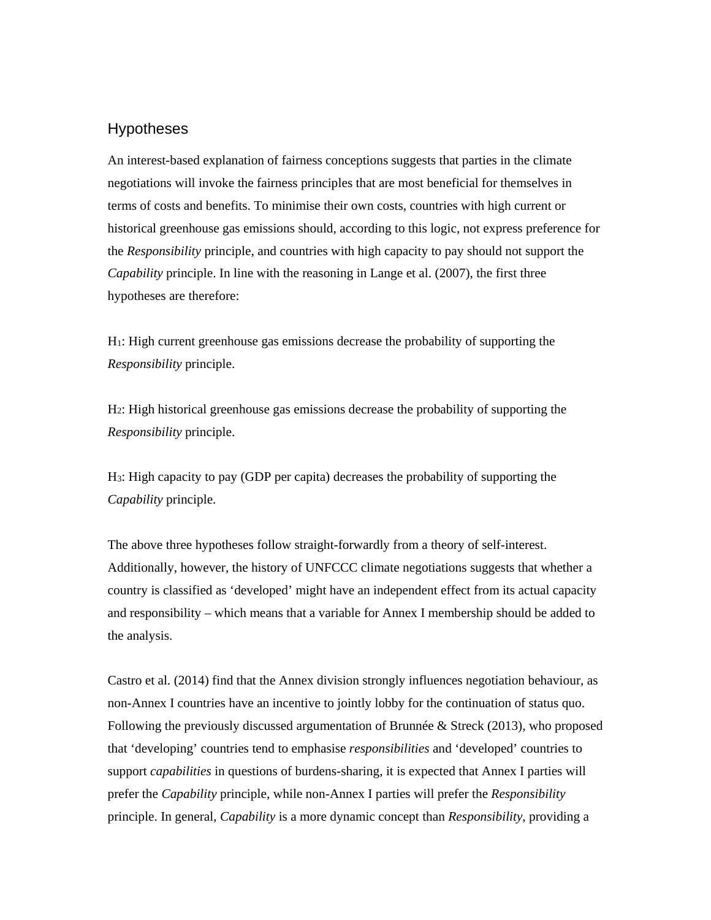## Hypotheses

An interest-based explanation of fairness conceptions suggests that parties in the climate negotiations will invoke the fairness principles that are most beneficial for themselves in terms of costs and benefits. To minimise their own costs, countries with high current or historical greenhouse gas emissions should, according to this logic, not express preference for the *Responsibility* principle, and countries with high capacity to pay should not support the *Capability* principle. In line with the reasoning in Lange et al. (2007), the first three hypotheses are therefore:

$H_1$: High current greenhouse gas emissions decrease the probability of supporting the *Responsibility* principle.

$H_2$: High historical greenhouse gas emissions decrease the probability of supporting the *Responsibility* principle.

$H_3$: High capacity to pay (GDP per capita) decreases the probability of supporting the *Capability* principle.

The above three hypotheses follow straight-forwardly from a theory of self-interest. Additionally, however, the history of UNFCCC climate negotiations suggests that whether a country is classified as 'developed' might have an independent effect from its actual capacity and responsibility – which means that a variable for Annex I membership should be added to the analysis.

Castro et al. (2014) find that the Annex division strongly influences negotiation behaviour, as non-Annex I countries have an incentive to jointly lobby for the continuation of status quo. Following the previously discussed argumentation of Brunnée & Streck (2013), who proposed that 'developing' countries tend to emphasise *responsibilities* and 'developed' countries to support *capabilities* in questions of burdens-sharing, it is expected that Annex I parties will prefer the *Capability* principle, while non-Annex I parties will prefer the *Responsibility* principle. In general, *Capability* is a more dynamic concept than *Responsibility*, providing a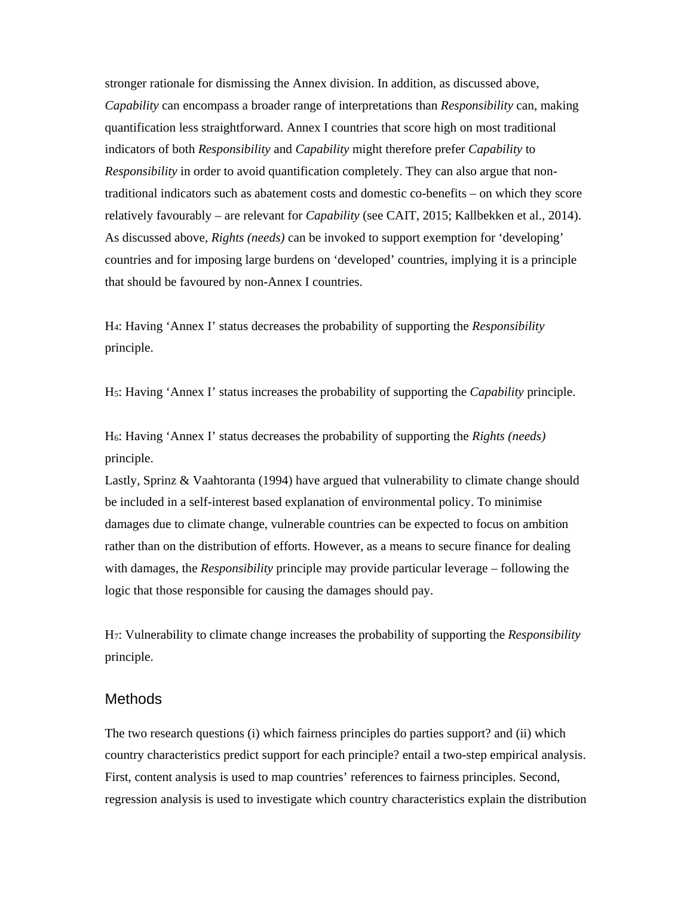stronger rationale for dismissing the Annex division. In addition, as discussed above, *Capability* can encompass a broader range of interpretations than *Responsibility* can, making quantification less straightforward. Annex I countries that score high on most traditional indicators of both *Responsibility* and *Capability* might therefore prefer *Capability* to *Responsibility* in order to avoid quantification completely. They can also argue that non-traditional indicators such as abatement costs and domestic co-benefits – on which they score relatively favourably – are relevant for *Capability* (see CAIT, 2015; Kallbekken et al., 2014). As discussed above, *Rights (needs)* can be invoked to support exemption for 'developing' countries and for imposing large burdens on 'developed' countries, implying it is a principle that should be favoured by non-Annex I countries.

$H_4$: Having 'Annex I' status decreases the probability of supporting the *Responsibility* principle.

$H_5$: Having 'Annex I' status increases the probability of supporting the *Capability* principle.

$H_6$: Having 'Annex I' status decreases the probability of supporting the *Rights (needs)* principle.

Lastly, Sprinz & Vaahtoranta (1994) have argued that vulnerability to climate change should be included in a self-interest based explanation of environmental policy. To minimise damages due to climate change, vulnerable countries can be expected to focus on ambition rather than on the distribution of efforts. However, as a means to secure finance for dealing with damages, the *Responsibility* principle may provide particular leverage – following the logic that those responsible for causing the damages should pay.

$H_7$: Vulnerability to climate change increases the probability of supporting the *Responsibility* principle.

## Methods

The two research questions (i) which fairness principles do parties support? and (ii) which country characteristics predict support for each principle? entail a two-step empirical analysis. First, content analysis is used to map countries' references to fairness principles. Second, regression analysis is used to investigate which country characteristics explain the distribution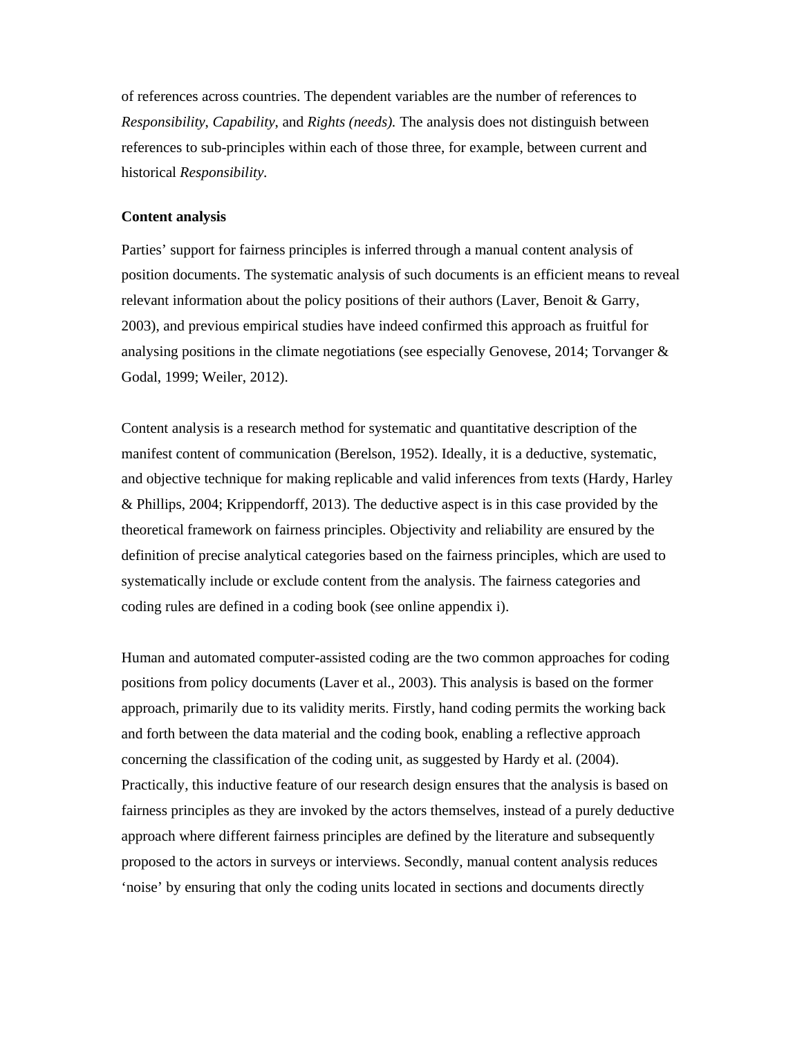of references across countries. The dependent variables are the number of references to *Responsibility*, *Capability*, and *Rights (needs).* The analysis does not distinguish between references to sub-principles within each of those three, for example, between current and historical *Responsibility*.

**Content analysis**

Parties' support for fairness principles is inferred through a manual content analysis of position documents. The systematic analysis of such documents is an efficient means to reveal relevant information about the policy positions of their authors (Laver, Benoit & Garry, 2003), and previous empirical studies have indeed confirmed this approach as fruitful for analysing positions in the climate negotiations (see especially Genovese, 2014; Torvanger & Godal, 1999; Weiler, 2012).

Content analysis is a research method for systematic and quantitative description of the manifest content of communication (Berelson, 1952). Ideally, it is a deductive, systematic, and objective technique for making replicable and valid inferences from texts (Hardy, Harley & Phillips, 2004; Krippendorff, 2013). The deductive aspect is in this case provided by the theoretical framework on fairness principles. Objectivity and reliability are ensured by the definition of precise analytical categories based on the fairness principles, which are used to systematically include or exclude content from the analysis. The fairness categories and coding rules are defined in a coding book (see online appendix i).

Human and automated computer-assisted coding are the two common approaches for coding positions from policy documents (Laver et al., 2003). This analysis is based on the former approach, primarily due to its validity merits. Firstly, hand coding permits the working back and forth between the data material and the coding book, enabling a reflective approach concerning the classification of the coding unit, as suggested by Hardy et al. (2004). Practically, this inductive feature of our research design ensures that the analysis is based on fairness principles as they are invoked by the actors themselves, instead of a purely deductive approach where different fairness principles are defined by the literature and subsequently proposed to the actors in surveys or interviews. Secondly, manual content analysis reduces 'noise' by ensuring that only the coding units located in sections and documents directly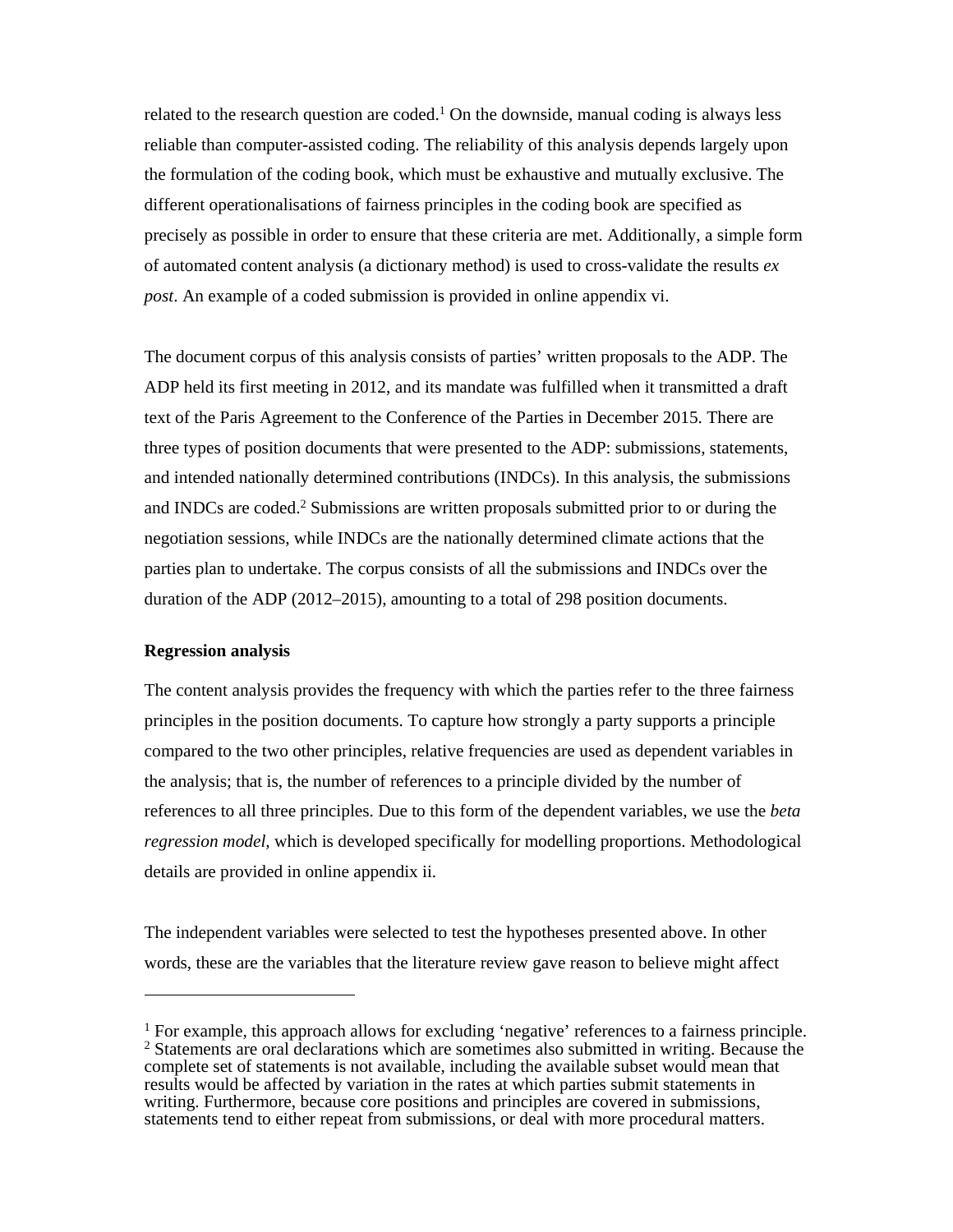related to the research question are coded.[1] On the downside, manual coding is always less reliable than computer-assisted coding. The reliability of this analysis depends largely upon the formulation of the coding book, which must be exhaustive and mutually exclusive. The different operationalisations of fairness principles in the coding book are specified as precisely as possible in order to ensure that these criteria are met. Additionally, a simple form of automated content analysis (a dictionary method) is used to cross-validate the results *ex post*. An example of a coded submission is provided in online appendix vi.

The document corpus of this analysis consists of parties' written proposals to the ADP. The ADP held its first meeting in 2012, and its mandate was fulfilled when it transmitted a draft text of the Paris Agreement to the Conference of the Parties in December 2015. There are three types of position documents that were presented to the ADP: submissions, statements, and intended nationally determined contributions (INDCs). In this analysis, the submissions and INDCs are coded.[2] Submissions are written proposals submitted prior to or during the negotiation sessions, while INDCs are the nationally determined climate actions that the parties plan to undertake. The corpus consists of all the submissions and INDCs over the duration of the ADP (2012–2015), amounting to a total of 298 position documents.

**Regression analysis**

The content analysis provides the frequency with which the parties refer to the three fairness principles in the position documents. To capture how strongly a party supports a principle compared to the two other principles, relative frequencies are used as dependent variables in the analysis; that is, the number of references to a principle divided by the number of references to all three principles. Due to this form of the dependent variables, we use the *beta regression model,* which is developed specifically for modelling proportions. Methodological details are provided in online appendix ii.

The independent variables were selected to test the hypotheses presented above. In other words, these are the variables that the literature review gave reason to believe might affect

---

[1] For example, this approach allows for excluding 'negative' references to a fairness principle.

[2] Statements are oral declarations which are sometimes also submitted in writing. Because the complete set of statements is not available, including the available subset would mean that results would be affected by variation in the rates at which parties submit statements in writing. Furthermore, because core positions and principles are covered in submissions, statements tend to either repeat from submissions, or deal with more procedural matters.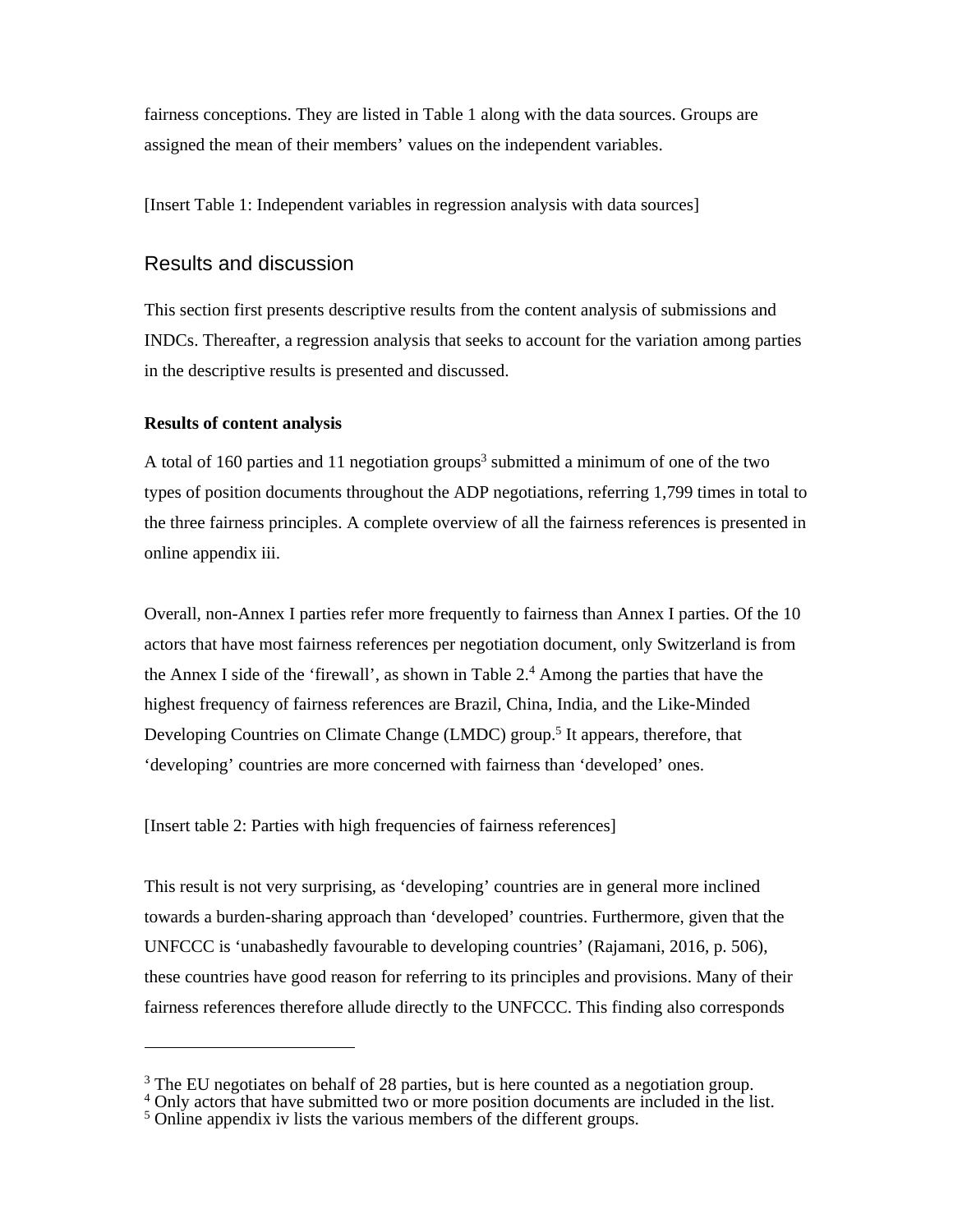fairness conceptions. They are listed in Table 1 along with the data sources. Groups are assigned the mean of their members' values on the independent variables.

[Insert Table 1: Independent variables in regression analysis with data sources]

## Results and discussion

This section first presents descriptive results from the content analysis of submissions and INDCs. Thereafter, a regression analysis that seeks to account for the variation among parties in the descriptive results is presented and discussed.

### Results of content analysis

A total of 160 parties and 11 negotiation groups[3] submitted a minimum of one of the two types of position documents throughout the ADP negotiations, referring 1,799 times in total to the three fairness principles. A complete overview of all the fairness references is presented in online appendix iii.

Overall, non-Annex I parties refer more frequently to fairness than Annex I parties. Of the 10 actors that have most fairness references per negotiation document, only Switzerland is from the Annex I side of the 'firewall', as shown in Table 2.[4] Among the parties that have the highest frequency of fairness references are Brazil, China, India, and the Like-Minded Developing Countries on Climate Change (LMDC) group.[5] It appears, therefore, that 'developing' countries are more concerned with fairness than 'developed' ones.

[Insert table 2: Parties with high frequencies of fairness references]

This result is not very surprising, as 'developing' countries are in general more inclined towards a burden-sharing approach than 'developed' countries. Furthermore, given that the UNFCCC is 'unabashedly favourable to developing countries' (Rajamani, 2016, p. 506), these countries have good reason for referring to its principles and provisions. Many of their fairness references therefore allude directly to the UNFCCC. This finding also corresponds

---

[3] The EU negotiates on behalf of 28 parties, but is here counted as a negotiation group.
[4] Only actors that have submitted two or more position documents are included in the list.
[5] Online appendix iv lists the various members of the different groups.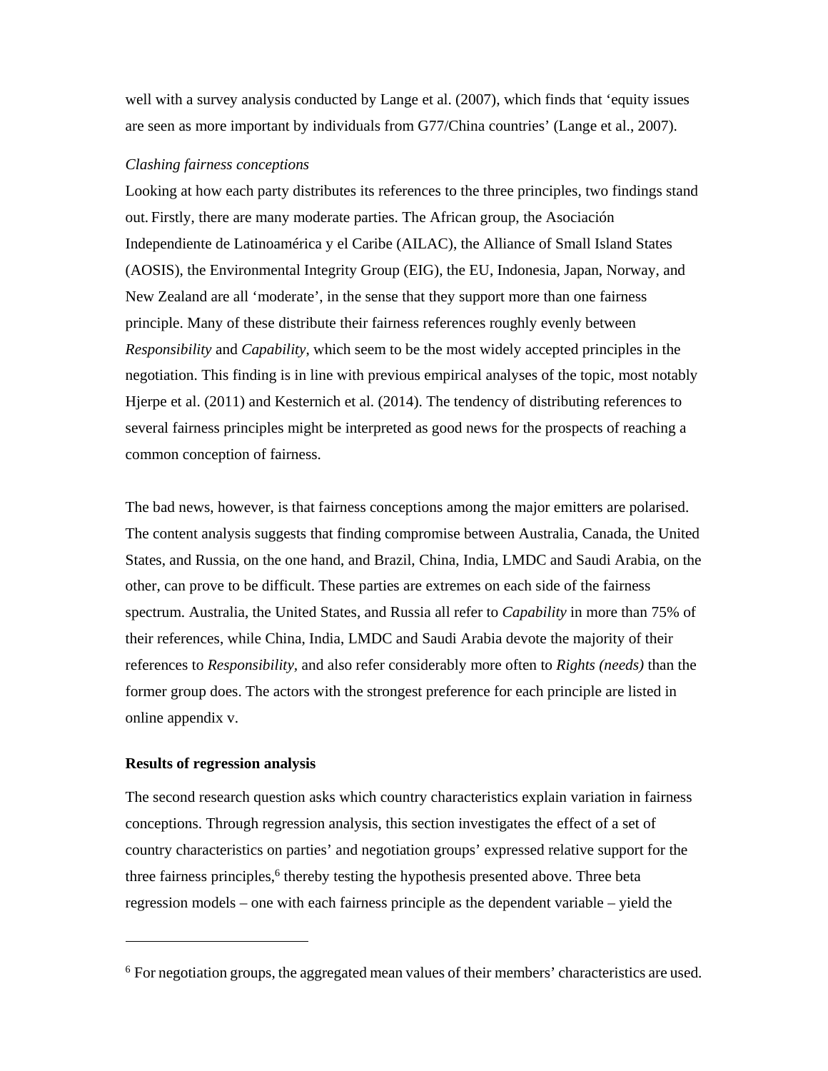well with a survey analysis conducted by Lange et al. (2007), which finds that 'equity issues are seen as more important by individuals from G77/China countries' (Lange et al., 2007).

*Clashing fairness conceptions*

Looking at how each party distributes its references to the three principles, two findings stand out. Firstly, there are many moderate parties. The African group, the Asociación Independiente de Latinoamérica y el Caribe (AILAC), the Alliance of Small Island States (AOSIS), the Environmental Integrity Group (EIG), the EU, Indonesia, Japan, Norway, and New Zealand are all 'moderate', in the sense that they support more than one fairness principle. Many of these distribute their fairness references roughly evenly between *Responsibility* and *Capability*, which seem to be the most widely accepted principles in the negotiation. This finding is in line with previous empirical analyses of the topic, most notably Hjerpe et al. (2011) and Kesternich et al. (2014). The tendency of distributing references to several fairness principles might be interpreted as good news for the prospects of reaching a common conception of fairness.

The bad news, however, is that fairness conceptions among the major emitters are polarised. The content analysis suggests that finding compromise between Australia, Canada, the United States, and Russia, on the one hand, and Brazil, China, India, LMDC and Saudi Arabia, on the other, can prove to be difficult. These parties are extremes on each side of the fairness spectrum. Australia, the United States, and Russia all refer to *Capability* in more than 75% of their references, while China, India, LMDC and Saudi Arabia devote the majority of their references to *Responsibility,* and also refer considerably more often to *Rights (needs)* than the former group does. The actors with the strongest preference for each principle are listed in online appendix v.

**Results of regression analysis**

The second research question asks which country characteristics explain variation in fairness conceptions. Through regression analysis, this section investigates the effect of a set of country characteristics on parties' and negotiation groups' expressed relative support for the three fairness principles,[6] thereby testing the hypothesis presented above. Three beta regression models – one with each fairness principle as the dependent variable – yield the

[6] For negotiation groups, the aggregated mean values of their members' characteristics are used.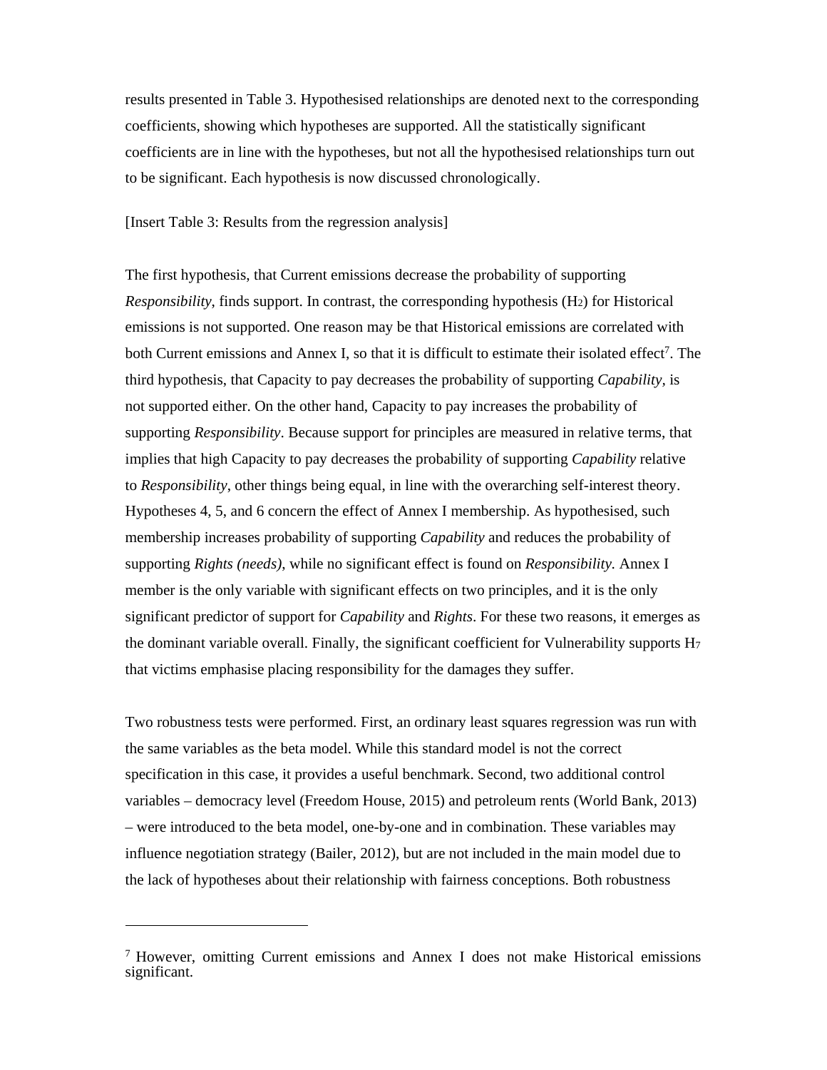results presented in Table 3. Hypothesised relationships are denoted next to the corresponding coefficients, showing which hypotheses are supported. All the statistically significant coefficients are in line with the hypotheses, but not all the hypothesised relationships turn out to be significant. Each hypothesis is now discussed chronologically.

[Insert Table 3: Results from the regression analysis]

The first hypothesis, that Current emissions decrease the probability of supporting *Responsibility*, finds support. In contrast, the corresponding hypothesis ($H_2$) for Historical emissions is not supported. One reason may be that Historical emissions are correlated with both Current emissions and Annex I, so that it is difficult to estimate their isolated effect[7]. The third hypothesis, that Capacity to pay decreases the probability of supporting *Capability*, is not supported either. On the other hand, Capacity to pay increases the probability of supporting *Responsibility*. Because support for principles are measured in relative terms, that implies that high Capacity to pay decreases the probability of supporting *Capability* relative to *Responsibility*, other things being equal, in line with the overarching self-interest theory. Hypotheses 4, 5, and 6 concern the effect of Annex I membership. As hypothesised, such membership increases probability of supporting *Capability* and reduces the probability of supporting *Rights (needs)*, while no significant effect is found on *Responsibility.* Annex I member is the only variable with significant effects on two principles, and it is the only significant predictor of support for *Capability* and *Rights*. For these two reasons, it emerges as the dominant variable overall. Finally, the significant coefficient for Vulnerability supports $H_7$ that victims emphasise placing responsibility for the damages they suffer.

Two robustness tests were performed. First, an ordinary least squares regression was run with the same variables as the beta model. While this standard model is not the correct specification in this case, it provides a useful benchmark. Second, two additional control variables – democracy level (Freedom House, 2015) and petroleum rents (World Bank, 2013) – were introduced to the beta model, one-by-one and in combination. These variables may influence negotiation strategy (Bailer, 2012), but are not included in the main model due to the lack of hypotheses about their relationship with fairness conceptions. Both robustness

---

[7] However, omitting Current emissions and Annex I does not make Historical emissions significant.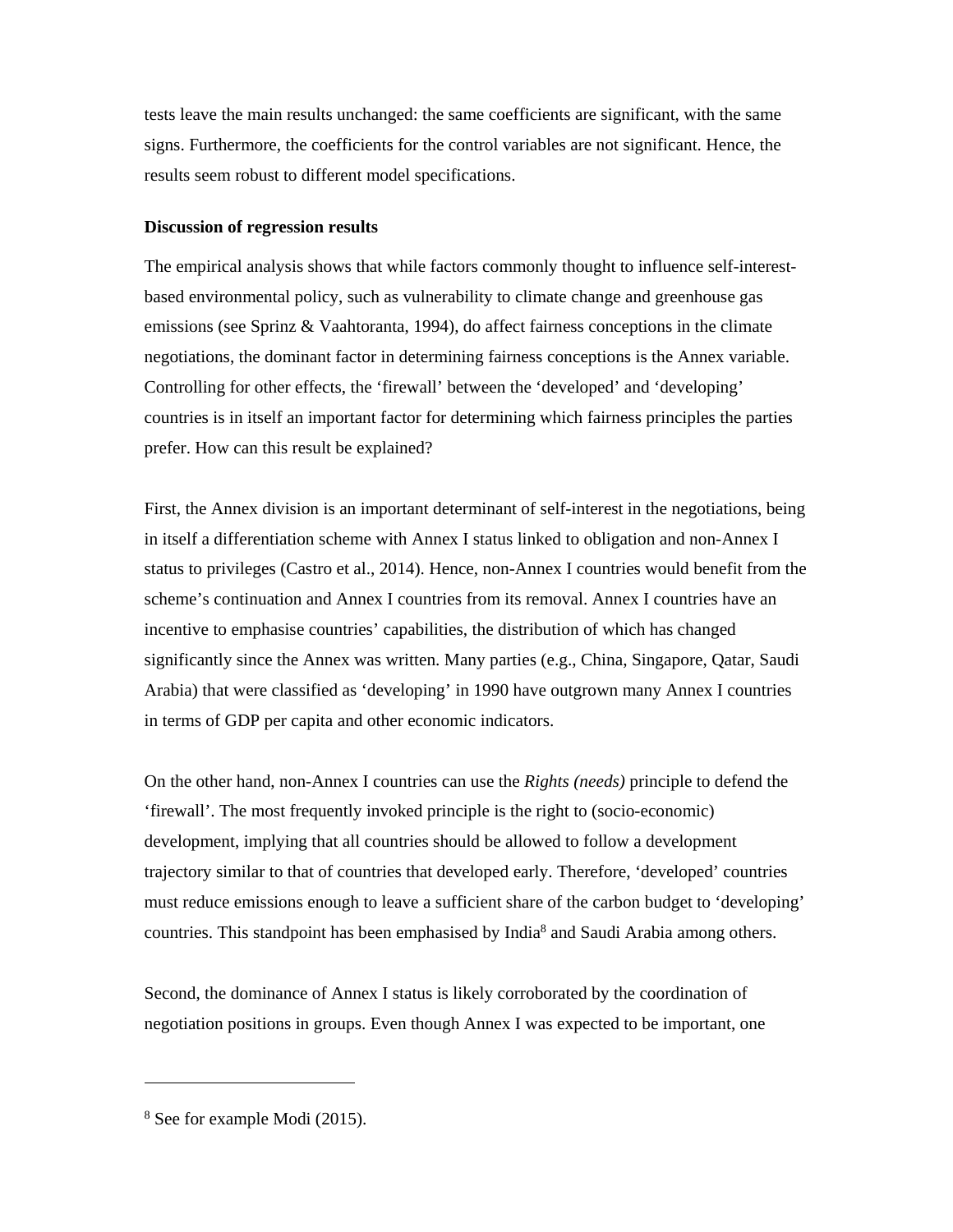tests leave the main results unchanged: the same coefficients are significant, with the same signs. Furthermore, the coefficients for the control variables are not significant. Hence, the results seem robust to different model specifications.

**Discussion of regression results**

The empirical analysis shows that while factors commonly thought to influence self-interest-based environmental policy, such as vulnerability to climate change and greenhouse gas emissions (see Sprinz & Vaahtoranta, 1994), do affect fairness conceptions in the climate negotiations, the dominant factor in determining fairness conceptions is the Annex variable. Controlling for other effects, the 'firewall' between the 'developed' and 'developing' countries is in itself an important factor for determining which fairness principles the parties prefer. How can this result be explained?

First, the Annex division is an important determinant of self-interest in the negotiations, being in itself a differentiation scheme with Annex I status linked to obligation and non-Annex I status to privileges (Castro et al., 2014). Hence, non-Annex I countries would benefit from the scheme's continuation and Annex I countries from its removal. Annex I countries have an incentive to emphasise countries' capabilities, the distribution of which has changed significantly since the Annex was written. Many parties (e.g., China, Singapore, Qatar, Saudi Arabia) that were classified as 'developing' in 1990 have outgrown many Annex I countries in terms of GDP per capita and other economic indicators.

On the other hand, non-Annex I countries can use the *Rights (needs)* principle to defend the 'firewall'. The most frequently invoked principle is the right to (socio-economic) development, implying that all countries should be allowed to follow a development trajectory similar to that of countries that developed early. Therefore, 'developed' countries must reduce emissions enough to leave a sufficient share of the carbon budget to 'developing' countries. This standpoint has been emphasised by India[8] and Saudi Arabia among others.

Second, the dominance of Annex I status is likely corroborated by the coordination of negotiation positions in groups. Even though Annex I was expected to be important, one

[8] See for example Modi (2015).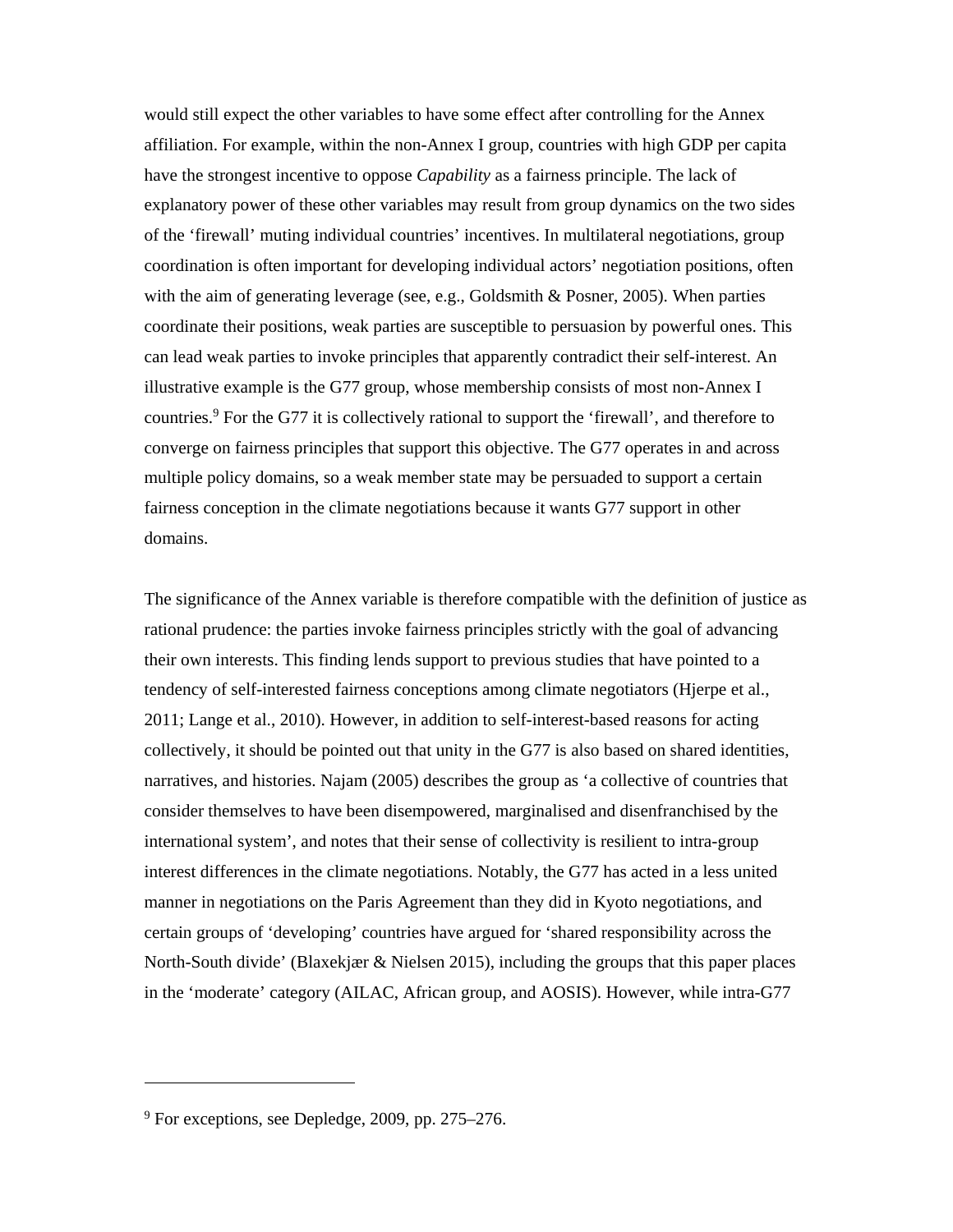would still expect the other variables to have some effect after controlling for the Annex affiliation. For example, within the non-Annex I group, countries with high GDP per capita have the strongest incentive to oppose *Capability* as a fairness principle. The lack of explanatory power of these other variables may result from group dynamics on the two sides of the 'firewall' muting individual countries' incentives. In multilateral negotiations, group coordination is often important for developing individual actors' negotiation positions, often with the aim of generating leverage (see, e.g., Goldsmith & Posner, 2005). When parties coordinate their positions, weak parties are susceptible to persuasion by powerful ones. This can lead weak parties to invoke principles that apparently contradict their self-interest. An illustrative example is the G77 group, whose membership consists of most non-Annex I countries.[9] For the G77 it is collectively rational to support the 'firewall', and therefore to converge on fairness principles that support this objective. The G77 operates in and across multiple policy domains, so a weak member state may be persuaded to support a certain fairness conception in the climate negotiations because it wants G77 support in other domains.

The significance of the Annex variable is therefore compatible with the definition of justice as rational prudence: the parties invoke fairness principles strictly with the goal of advancing their own interests. This finding lends support to previous studies that have pointed to a tendency of self-interested fairness conceptions among climate negotiators (Hjerpe et al., 2011; Lange et al., 2010). However, in addition to self-interest-based reasons for acting collectively, it should be pointed out that unity in the G77 is also based on shared identities, narratives, and histories. Najam (2005) describes the group as 'a collective of countries that consider themselves to have been disempowered, marginalised and disenfranchised by the international system', and notes that their sense of collectivity is resilient to intra-group interest differences in the climate negotiations. Notably, the G77 has acted in a less united manner in negotiations on the Paris Agreement than they did in Kyoto negotiations, and certain groups of 'developing' countries have argued for 'shared responsibility across the North-South divide' (Blaxekjær & Nielsen 2015), including the groups that this paper places in the 'moderate' category (AILAC, African group, and AOSIS). However, while intra-G77

---

[9] For exceptions, see Depledge, 2009, pp. 275–276.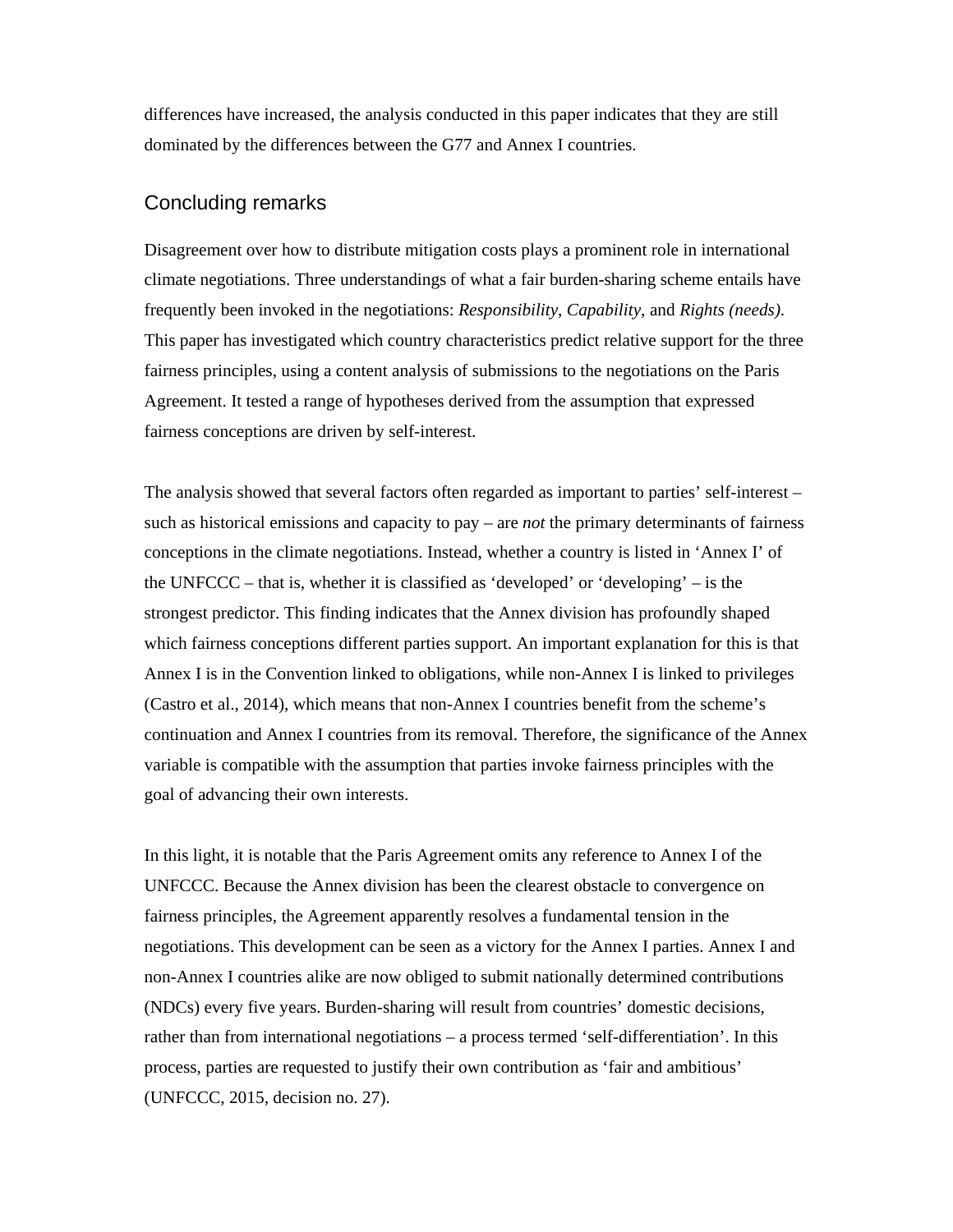differences have increased, the analysis conducted in this paper indicates that they are still dominated by the differences between the G77 and Annex I countries.

## Concluding remarks

Disagreement over how to distribute mitigation costs plays a prominent role in international climate negotiations. Three understandings of what a fair burden-sharing scheme entails have frequently been invoked in the negotiations: *Responsibility*, *Capability*, and *Rights (needs)*. This paper has investigated which country characteristics predict relative support for the three fairness principles, using a content analysis of submissions to the negotiations on the Paris Agreement. It tested a range of hypotheses derived from the assumption that expressed fairness conceptions are driven by self-interest.

The analysis showed that several factors often regarded as important to parties' self-interest – such as historical emissions and capacity to pay – are *not* the primary determinants of fairness conceptions in the climate negotiations. Instead, whether a country is listed in 'Annex I' of the UNFCCC – that is, whether it is classified as 'developed' or 'developing' – is the strongest predictor. This finding indicates that the Annex division has profoundly shaped which fairness conceptions different parties support. An important explanation for this is that Annex I is in the Convention linked to obligations, while non-Annex I is linked to privileges (Castro et al., 2014), which means that non-Annex I countries benefit from the scheme's continuation and Annex I countries from its removal. Therefore, the significance of the Annex variable is compatible with the assumption that parties invoke fairness principles with the goal of advancing their own interests.

In this light, it is notable that the Paris Agreement omits any reference to Annex I of the UNFCCC. Because the Annex division has been the clearest obstacle to convergence on fairness principles, the Agreement apparently resolves a fundamental tension in the negotiations. This development can be seen as a victory for the Annex I parties. Annex I and non-Annex I countries alike are now obliged to submit nationally determined contributions (NDCs) every five years. Burden-sharing will result from countries' domestic decisions, rather than from international negotiations – a process termed 'self-differentiation'. In this process, parties are requested to justify their own contribution as 'fair and ambitious' (UNFCCC, 2015, decision no. 27).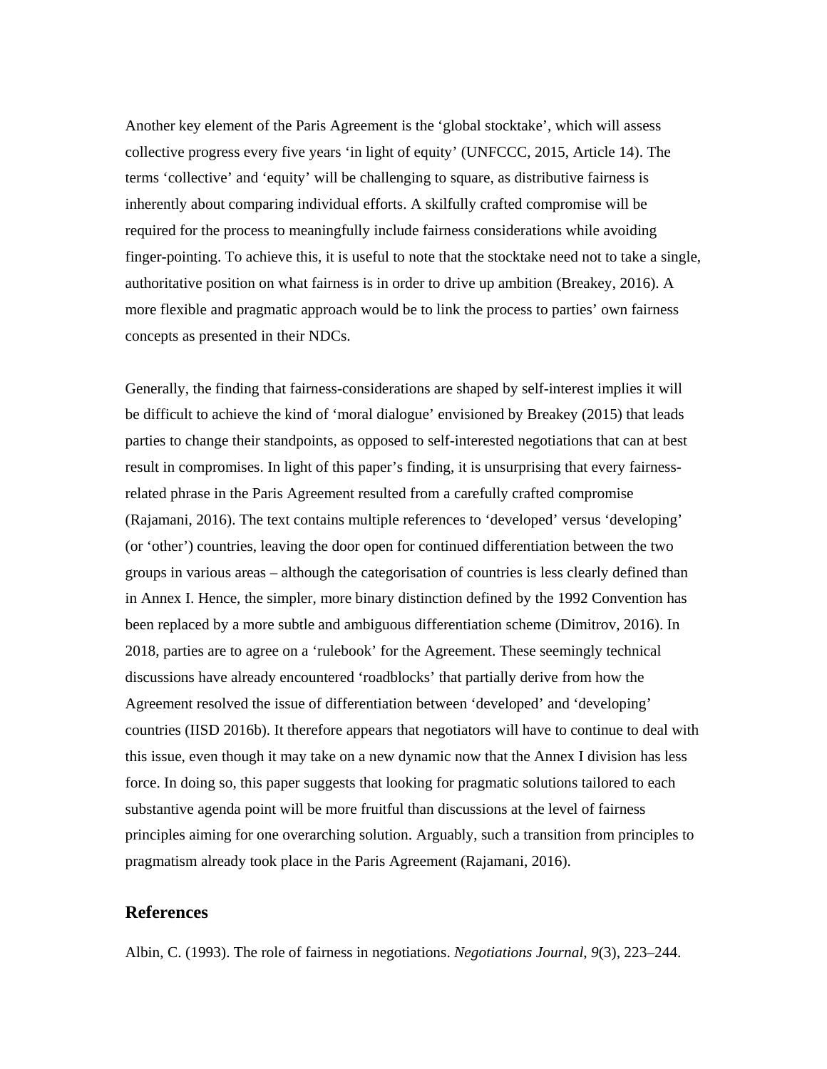Another key element of the Paris Agreement is the 'global stocktake', which will assess collective progress every five years 'in light of equity' (UNFCCC, 2015, Article 14). The terms 'collective' and 'equity' will be challenging to square, as distributive fairness is inherently about comparing individual efforts. A skilfully crafted compromise will be required for the process to meaningfully include fairness considerations while avoiding finger-pointing. To achieve this, it is useful to note that the stocktake need not to take a single, authoritative position on what fairness is in order to drive up ambition (Breakey, 2016). A more flexible and pragmatic approach would be to link the process to parties' own fairness concepts as presented in their NDCs.

Generally, the finding that fairness-considerations are shaped by self-interest implies it will be difficult to achieve the kind of 'moral dialogue' envisioned by Breakey (2015) that leads parties to change their standpoints, as opposed to self-interested negotiations that can at best result in compromises. In light of this paper's finding, it is unsurprising that every fairness-related phrase in the Paris Agreement resulted from a carefully crafted compromise (Rajamani, 2016). The text contains multiple references to 'developed' versus 'developing' (or 'other') countries, leaving the door open for continued differentiation between the two groups in various areas – although the categorisation of countries is less clearly defined than in Annex I. Hence, the simpler, more binary distinction defined by the 1992 Convention has been replaced by a more subtle and ambiguous differentiation scheme (Dimitrov, 2016). In 2018, parties are to agree on a 'rulebook' for the Agreement. These seemingly technical discussions have already encountered 'roadblocks' that partially derive from how the Agreement resolved the issue of differentiation between 'developed' and 'developing' countries (IISD 2016b). It therefore appears that negotiators will have to continue to deal with this issue, even though it may take on a new dynamic now that the Annex I division has less force. In doing so, this paper suggests that looking for pragmatic solutions tailored to each substantive agenda point will be more fruitful than discussions at the level of fairness principles aiming for one overarching solution. Arguably, such a transition from principles to pragmatism already took place in the Paris Agreement (Rajamani, 2016).

## References

Albin, C. (1993). The role of fairness in negotiations. *Negotiations Journal*, *9*(3), 223–244.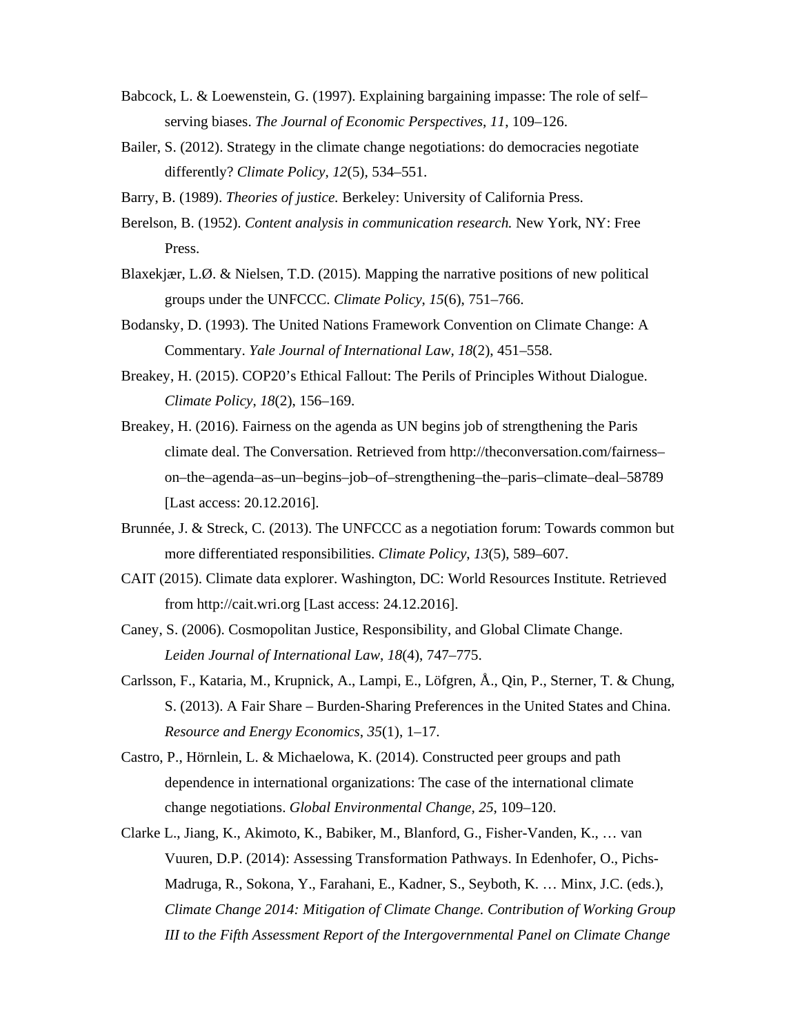Babcock, L. & Loewenstein, G. (1997). Explaining bargaining impasse: The role of self–serving biases. *The Journal of Economic Perspectives*, *11*, 109–126.

Bailer, S. (2012). Strategy in the climate change negotiations: do democracies negotiate differently? *Climate Policy*, *12*(5), 534–551.

Barry, B. (1989). *Theories of justice.* Berkeley: University of California Press.

Berelson, B. (1952). *Content analysis in communication research.* New York, NY: Free Press.

Blaxekjær, L.Ø. & Nielsen, T.D. (2015). Mapping the narrative positions of new political groups under the UNFCCC. *Climate Policy*, *15*(6), 751–766.

Bodansky, D. (1993). The United Nations Framework Convention on Climate Change: A Commentary. *Yale Journal of International Law*, *18*(2), 451–558.

Breakey, H. (2015). COP20's Ethical Fallout: The Perils of Principles Without Dialogue. *Climate Policy*, *18*(2), 156–169.

Breakey, H. (2016). Fairness on the agenda as UN begins job of strengthening the Paris climate deal. The Conversation. Retrieved from http://theconversation.com/fairness–on–the–agenda–as–un–begins–job–of–strengthening–the–paris–climate–deal–58789 [Last access: 20.12.2016].

Brunnée, J. & Streck, C. (2013). The UNFCCC as a negotiation forum: Towards common but more differentiated responsibilities. *Climate Policy*, *13*(5), 589–607.

CAIT (2015). Climate data explorer. Washington, DC: World Resources Institute. Retrieved from http://cait.wri.org [Last access: 24.12.2016].

Caney, S. (2006). Cosmopolitan Justice, Responsibility, and Global Climate Change. *Leiden Journal of International Law*, *18*(4), 747–775.

Carlsson, F., Kataria, M., Krupnick, A., Lampi, E., Löfgren, Å., Qin, P., Sterner, T. & Chung, S. (2013). A Fair Share – Burden-Sharing Preferences in the United States and China. *Resource and Energy Economics*, *35*(1), 1–17.

Castro, P., Hörnlein, L. & Michaelowa, K. (2014). Constructed peer groups and path dependence in international organizations: The case of the international climate change negotiations. *Global Environmental Change*, *25*, 109–120.

Clarke L., Jiang, K., Akimoto, K., Babiker, M., Blanford, G., Fisher-Vanden, K., … van Vuuren, D.P. (2014): Assessing Transformation Pathways. In Edenhofer, O., Pichs-Madruga, R., Sokona, Y., Farahani, E., Kadner, S., Seyboth, K. … Minx, J.C. (eds.), *Climate Change 2014: Mitigation of Climate Change. Contribution of Working Group III to the Fifth Assessment Report of the Intergovernmental Panel on Climate Change*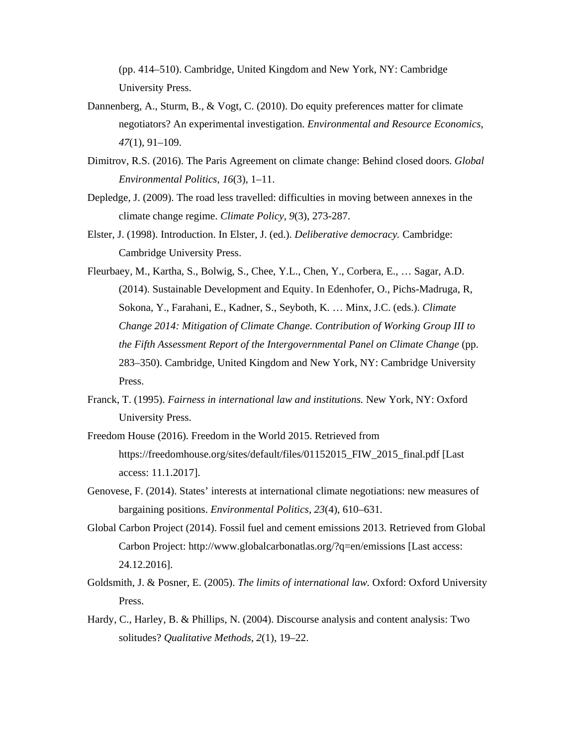(pp. 414–510). Cambridge, United Kingdom and New York, NY: Cambridge University Press.

Dannenberg, A., Sturm, B., & Vogt, C. (2010). Do equity preferences matter for climate negotiators? An experimental investigation. *Environmental and Resource Economics*, *47*(1), 91–109.

Dimitrov, R.S. (2016). The Paris Agreement on climate change: Behind closed doors. *Global Environmental Politics, 16*(3), 1–11.

Depledge, J. (2009). The road less travelled: difficulties in moving between annexes in the climate change regime. *Climate Policy*, *9*(3), 273-287.

Elster, J. (1998). Introduction. In Elster, J. (ed.). *Deliberative democracy.* Cambridge: Cambridge University Press.

Fleurbaey, M., Kartha, S., Bolwig, S., Chee, Y.L., Chen, Y., Corbera, E., … Sagar, A.D. (2014). Sustainable Development and Equity. In Edenhofer, O., Pichs-Madruga, R, Sokona, Y., Farahani, E., Kadner, S., Seyboth, K. … Minx, J.C. (eds.). *Climate Change 2014: Mitigation of Climate Change. Contribution of Working Group III to the Fifth Assessment Report of the Intergovernmental Panel on Climate Change* (pp. 283–350). Cambridge, United Kingdom and New York, NY: Cambridge University Press.

Franck, T. (1995). *Fairness in international law and institutions.* New York, NY: Oxford University Press.

Freedom House (2016). Freedom in the World 2015. Retrieved from https://freedomhouse.org/sites/default/files/01152015_FIW_2015_final.pdf [Last access: 11.1.2017].

Genovese, F. (2014). States' interests at international climate negotiations: new measures of bargaining positions. *Environmental Politics*, *23*(4), 610–631.

Global Carbon Project (2014). Fossil fuel and cement emissions 2013. Retrieved from Global Carbon Project: http://www.globalcarbonatlas.org/?q=en/emissions [Last access: 24.12.2016].

Goldsmith, J. & Posner, E. (2005). *The limits of international law.* Oxford: Oxford University Press.

Hardy, C., Harley, B. & Phillips, N. (2004). Discourse analysis and content analysis: Two solitudes? *Qualitative Methods*, *2*(1), 19–22.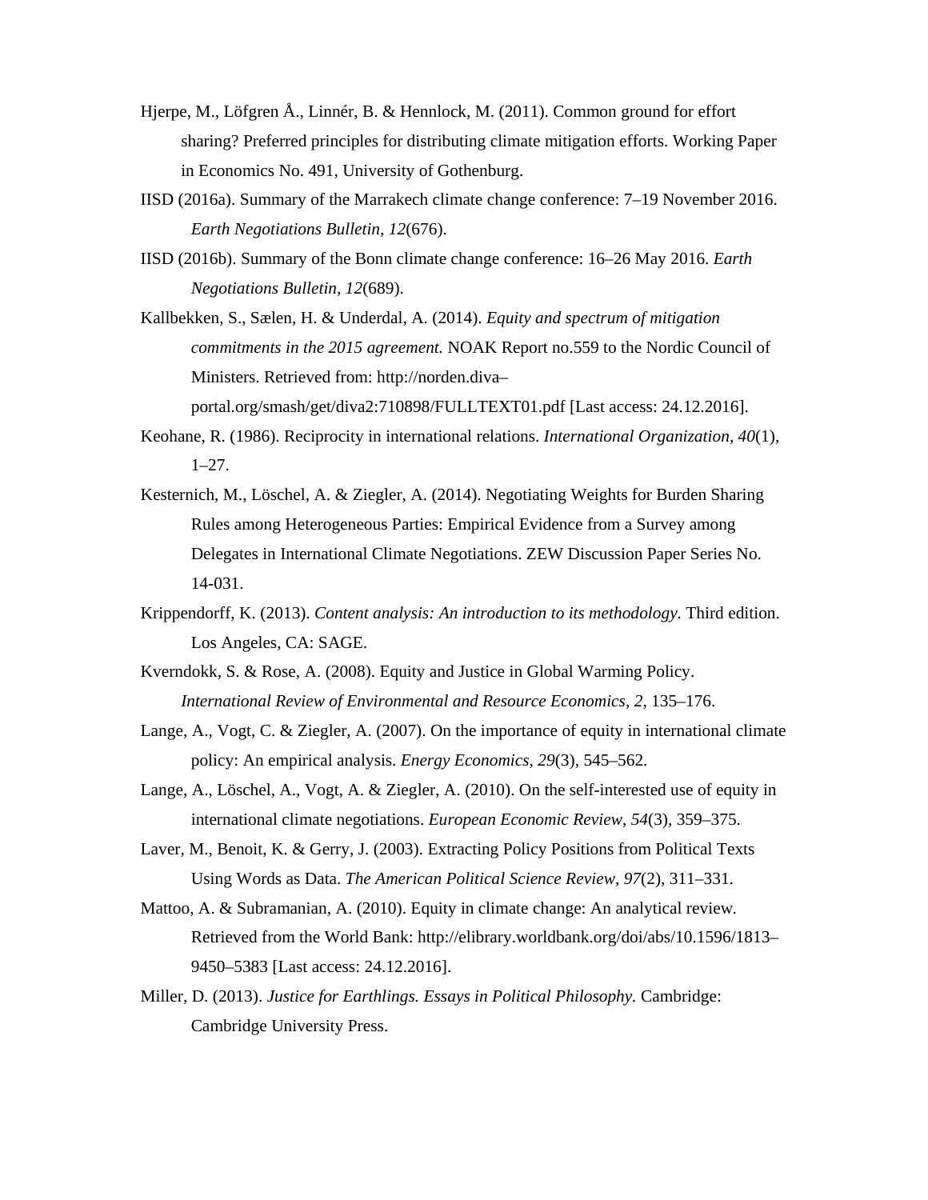Hjerpe, M., Löfgren Å., Linnér, B. & Hennlock, M. (2011). Common ground for effort sharing? Preferred principles for distributing climate mitigation efforts. Working Paper in Economics No. 491, University of Gothenburg.

IISD (2016a). Summary of the Marrakech climate change conference: 7–19 November 2016. *Earth Negotiations Bulletin*, *12*(676).

IISD (2016b). Summary of the Bonn climate change conference: 16–26 May 2016. *Earth Negotiations Bulletin*, *12*(689).

Kallbekken, S., Sælen, H. & Underdal, A. (2014). *Equity and spectrum of mitigation commitments in the 2015 agreement.* NOAK Report no.559 to the Nordic Council of Ministers. Retrieved from: http://norden.diva–portal.org/smash/get/diva2:710898/FULLTEXT01.pdf [Last access: 24.12.2016].

Keohane, R. (1986). Reciprocity in international relations. *International Organization*, *40*(1), 1–27.

Kesternich, M., Löschel, A. & Ziegler, A. (2014). Negotiating Weights for Burden Sharing Rules among Heterogeneous Parties: Empirical Evidence from a Survey among Delegates in International Climate Negotiations. ZEW Discussion Paper Series No. 14-031.

Krippendorff, K. (2013). *Content analysis: An introduction to its methodology.* Third edition. Los Angeles, CA: SAGE.

Kverndokk, S. & Rose, A. (2008). Equity and Justice in Global Warming Policy. *International Review of Environmental and Resource Economics*, *2*, 135–176.

Lange, A., Vogt, C. & Ziegler, A. (2007). On the importance of equity in international climate policy: An empirical analysis. *Energy Economics*, *29*(3), 545–562.

Lange, A., Löschel, A., Vogt, A. & Ziegler, A. (2010). On the self-interested use of equity in international climate negotiations. *European Economic Review*, *54*(3), 359–375.

Laver, M., Benoit, K. & Gerry, J. (2003). Extracting Policy Positions from Political Texts Using Words as Data. *The American Political Science Review*, *97*(2), 311–331.

Mattoo, A. & Subramanian, A. (2010). Equity in climate change: An analytical review. Retrieved from the World Bank: http://elibrary.worldbank.org/doi/abs/10.1596/1813–9450–5383 [Last access: 24.12.2016].

Miller, D. (2013). *Justice for Earthlings. Essays in Political Philosophy.* Cambridge: Cambridge University Press.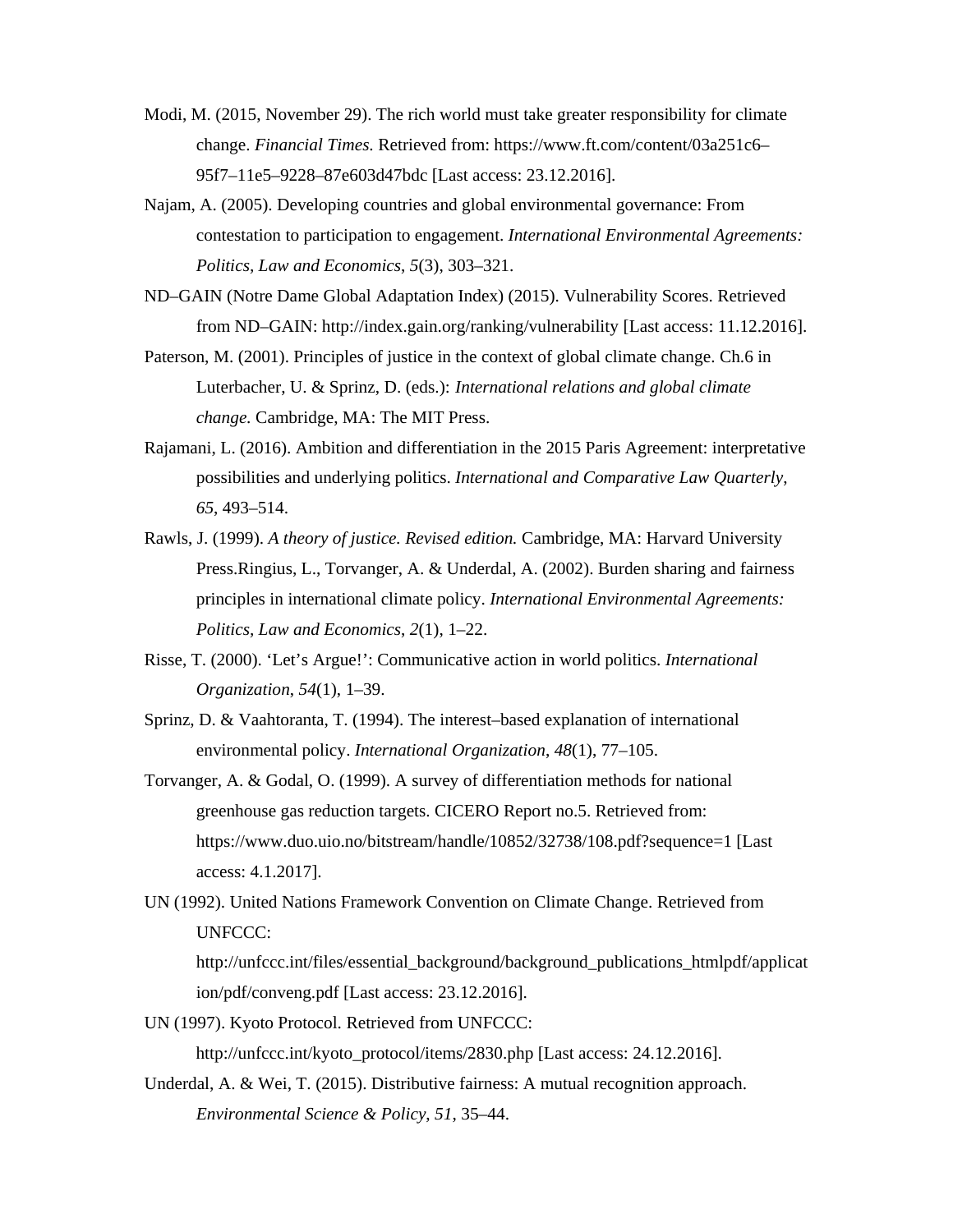Modi, M. (2015, November 29). The rich world must take greater responsibility for climate change. *Financial Times.* Retrieved from: https://www.ft.com/content/03a251c6–95f7–11e5–9228–87e603d47bdc [Last access: 23.12.2016].

Najam, A. (2005). Developing countries and global environmental governance: From contestation to participation to engagement. *International Environmental Agreements: Politics, Law and Economics*, *5*(3), 303–321.

ND–GAIN (Notre Dame Global Adaptation Index) (2015). Vulnerability Scores. Retrieved from ND–GAIN: http://index.gain.org/ranking/vulnerability [Last access: 11.12.2016].

Paterson, M. (2001). Principles of justice in the context of global climate change. Ch.6 in Luterbacher, U. & Sprinz, D. (eds.): *International relations and global climate change.* Cambridge, MA: The MIT Press.

Rajamani, L. (2016). Ambition and differentiation in the 2015 Paris Agreement: interpretative possibilities and underlying politics. *International and Comparative Law Quarterly*, *65*, 493–514.

Rawls, J. (1999). *A theory of justice. Revised edition.* Cambridge, MA: Harvard University Press.Ringius, L., Torvanger, A. & Underdal, A. (2002). Burden sharing and fairness principles in international climate policy. *International Environmental Agreements: Politics, Law and Economics*, *2*(1), 1–22.

Risse, T. (2000). 'Let's Argue!': Communicative action in world politics. *International Organization*, *54*(1), 1–39.

Sprinz, D. & Vaahtoranta, T. (1994). The interest–based explanation of international environmental policy. *International Organization*, *48*(1), 77–105.

Torvanger, A. & Godal, O. (1999). A survey of differentiation methods for national greenhouse gas reduction targets. CICERO Report no.5. Retrieved from: https://www.duo.uio.no/bitstream/handle/10852/32738/108.pdf?sequence=1 [Last access: 4.1.2017].

UN (1992). United Nations Framework Convention on Climate Change. Retrieved from UNFCCC: http://unfccc.int/files/essential_background/background_publications_htmlpdf/application/pdf/conveng.pdf [Last access: 23.12.2016].

UN (1997). Kyoto Protocol. Retrieved from UNFCCC: http://unfccc.int/kyoto_protocol/items/2830.php [Last access: 24.12.2016].

Underdal, A. & Wei, T. (2015). Distributive fairness: A mutual recognition approach. *Environmental Science & Policy*, *51*, 35–44.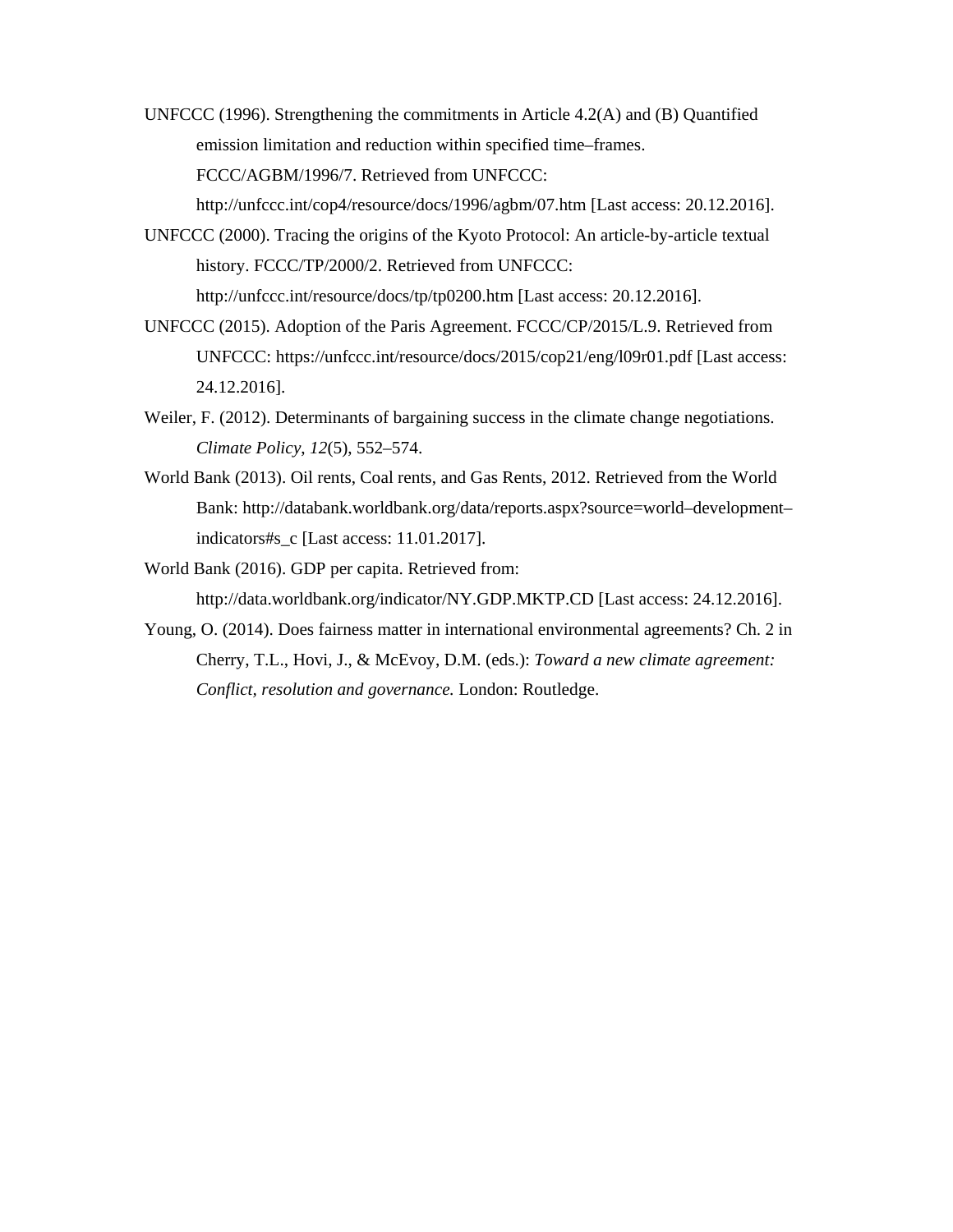UNFCCC (1996). Strengthening the commitments in Article 4.2(A) and (B) Quantified emission limitation and reduction within specified time–frames. FCCC/AGBM/1996/7. Retrieved from UNFCCC: http://unfccc.int/cop4/resource/docs/1996/agbm/07.htm [Last access: 20.12.2016].

UNFCCC (2000). Tracing the origins of the Kyoto Protocol: An article-by-article textual history. FCCC/TP/2000/2. Retrieved from UNFCCC: http://unfccc.int/resource/docs/tp/tp0200.htm [Last access: 20.12.2016].

UNFCCC (2015). Adoption of the Paris Agreement. FCCC/CP/2015/L.9. Retrieved from UNFCCC: https://unfccc.int/resource/docs/2015/cop21/eng/l09r01.pdf [Last access: 24.12.2016].

Weiler, F. (2012). Determinants of bargaining success in the climate change negotiations. *Climate Policy, 12*(5), 552–574.

World Bank (2013). Oil rents, Coal rents, and Gas Rents, 2012. Retrieved from the World Bank: http://databank.worldbank.org/data/reports.aspx?source=world–development–indicators#s_c [Last access: 11.01.2017].

World Bank (2016). GDP per capita. Retrieved from: http://data.worldbank.org/indicator/NY.GDP.MKTP.CD [Last access: 24.12.2016].

Young, O. (2014). Does fairness matter in international environmental agreements? Ch. 2 in Cherry, T.L., Hovi, J., & McEvoy, D.M. (eds.): *Toward a new climate agreement: Conflict, resolution and governance.* London: Routledge.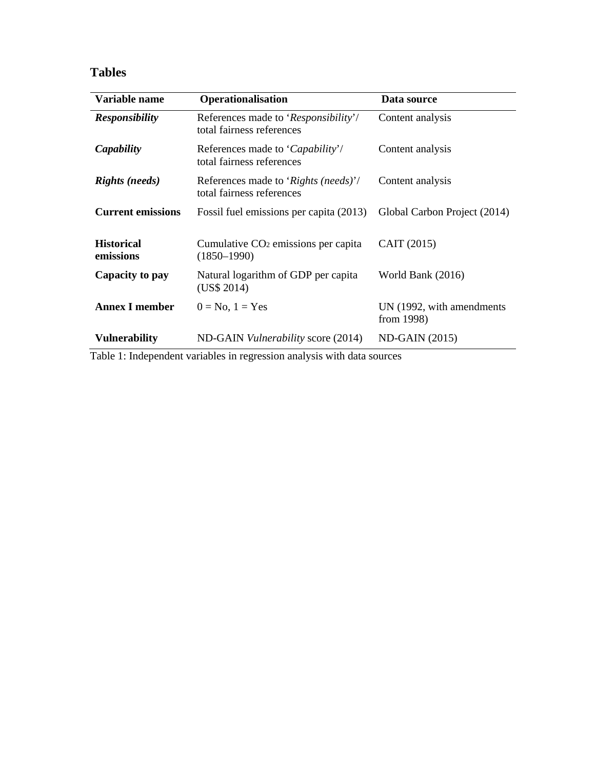# Tables

| Variable name | Operationalisation | Data source |
| --- | --- | --- |
| ***Responsibility*** | References made to '*Responsibility*'/ total fairness references | Content analysis |
| ***Capability*** | References made to '*Capability*'/ total fairness references | Content analysis |
| ***Rights (needs)*** | References made to '*Rights (needs)*'/ total fairness references | Content analysis |
| **Current emissions** | Fossil fuel emissions per capita (2013) | Global Carbon Project (2014) |
| **Historical emissions** | Cumulative $CO_2$ emissions per capita (1850–1990) | CAIT (2015) |
| **Capacity to pay** | Natural logarithm of GDP per capita (US$ 2014) | World Bank (2016) |
| **Annex I member** | 0 = No, 1 = Yes | UN (1992, with amendments from 1998) |
| **Vulnerability** | ND-GAIN *Vulnerability* score (2014) | ND-GAIN (2015) |

Table 1: Independent variables in regression analysis with data sources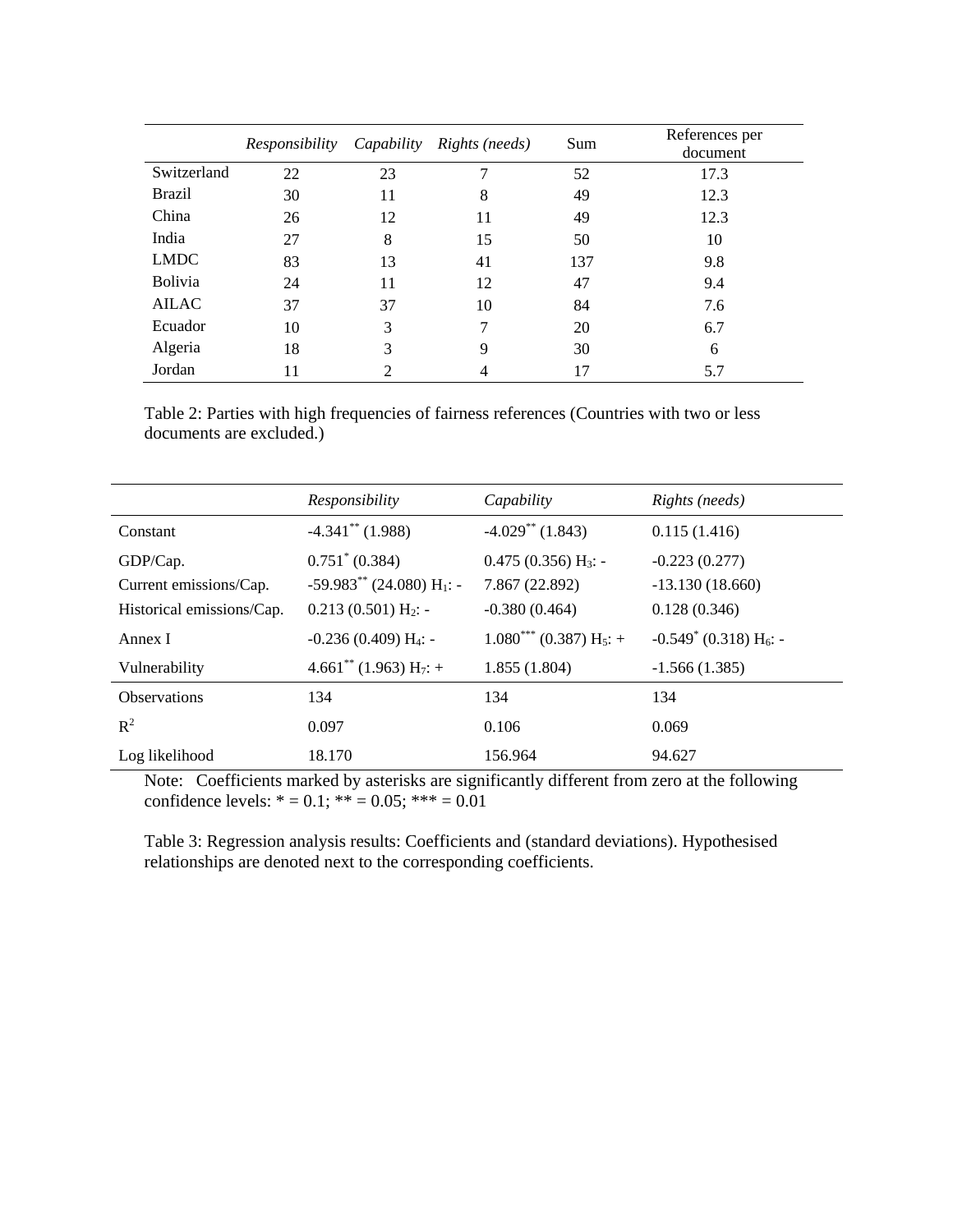| | *Responsibility* | *Capability* | *Rights (needs)* | Sum | References per document |
|---|---|---|---|---|---|
| Switzerland | 22 | 23 | 7 | 52 | 17.3 |
| Brazil | 30 | 11 | 8 | 49 | 12.3 |
| China | 26 | 12 | 11 | 49 | 12.3 |
| India | 27 | 8 | 15 | 50 | 10 |
| LMDC | 83 | 13 | 41 | 137 | 9.8 |
| Bolivia | 24 | 11 | 12 | 47 | 9.4 |
| AILAC | 37 | 37 | 10 | 84 | 7.6 |
| Ecuador | 10 | 3 | 7 | 20 | 6.7 |
| Algeria | 18 | 3 | 9 | 30 | 6 |
| Jordan | 11 | 2 | 4 | 17 | 5.7 |

Table 2: Parties with high frequencies of fairness references (Countries with two or less documents are excluded.)

| | *Responsibility* | *Capability* | *Rights (needs)* |
|---|---|---|---|
| Constant | $-4.341^{**}$ (1.988) | $-4.029^{**}$ (1.843) | 0.115 (1.416) |
| GDP/Cap. | $0.751^{*}$ (0.384) | 0.475 (0.356) $H_3$: - | -0.223 (0.277) |
| Current emissions/Cap. | $-59.983^{**}$ (24.080) $H_1$: - | 7.867 (22.892) | -13.130 (18.660) |
| Historical emissions/Cap. | 0.213 (0.501) $H_2$: - | -0.380 (0.464) | 0.128 (0.346) |
| Annex I | -0.236 (0.409) $H_4$: - | $1.080^{***}$ (0.387) $H_5$: + | $-0.549^{*}$ (0.318) $H_6$: - |
| Vulnerability | $4.661^{**}$ (1.963) $H_7$: + | 1.855 (1.804) | -1.566 (1.385) |
| Observations | 134 | 134 | 134 |
| $R^2$ | 0.097 | 0.106 | 0.069 |
| Log likelihood | 18.170 | 156.964 | 94.627 |

Note: Coefficients marked by asterisks are significantly different from zero at the following confidence levels: * = 0.1; ** = 0.05; *** = 0.01

Table 3: Regression analysis results: Coefficients and (standard deviations). Hypothesised relationships are denoted next to the corresponding coefficients.